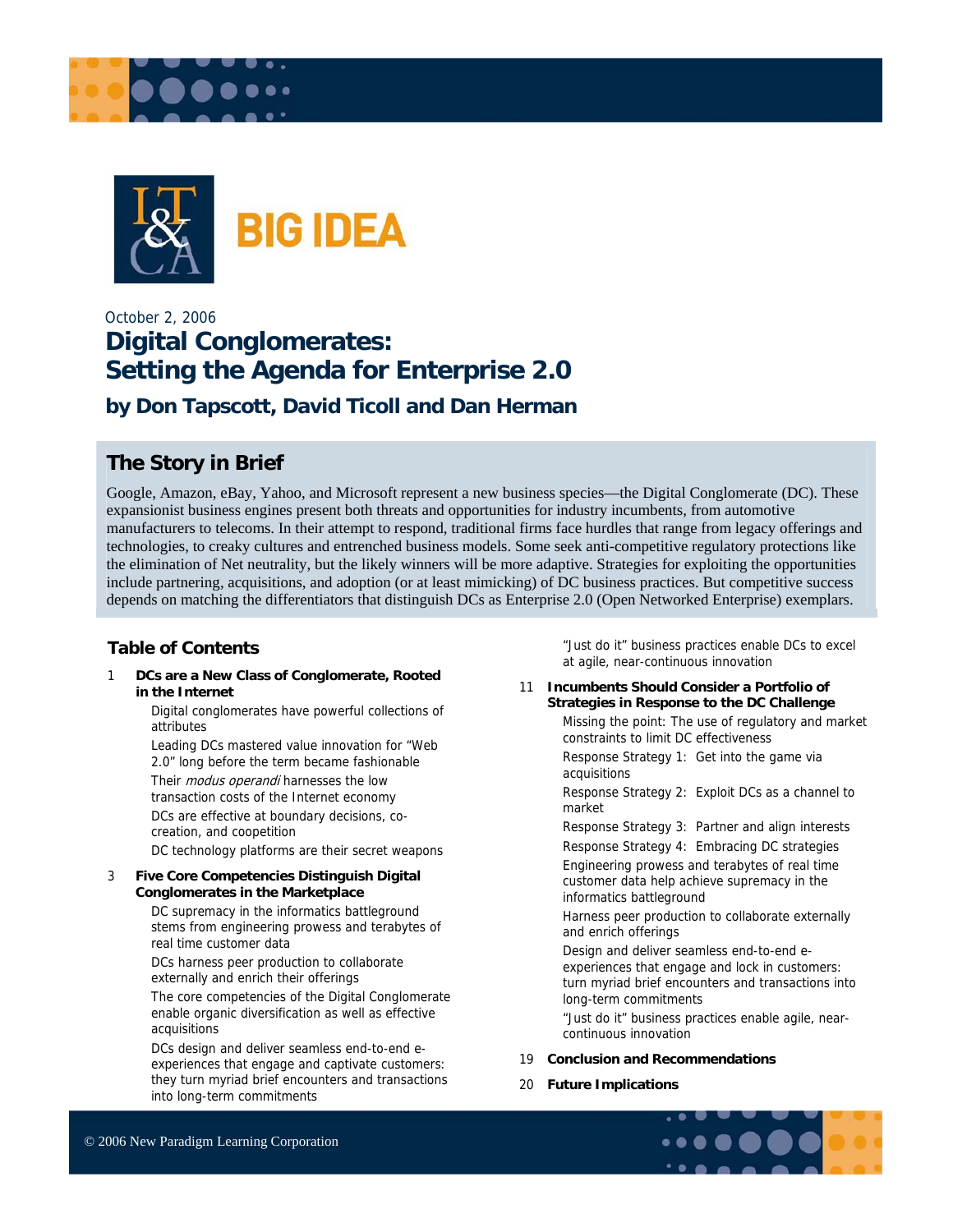BIG IDEA

October 2, 2006

# Digital Conglomerates: Setting the Agenda for Enterprise 2.0

### by Don Tapscott, David Ticoll and Dan Herman

## The Story in Brief

Google, Amazon, eBay, Yahoo, and Microsoft represent a new business species—the Digital Conglomerate (DC). These expansionist business engines present both threats and opportunities for industry incumbents, from automotive manufacturers to telecoms. In their attempt to respond, traditional firms face hurdles that range from legacy offerings and technologies, to creaky cultures and entrenched business models. Some seek anti-competitive regulatory protections like the elimination of Net neutrality, but the likely winners will be more adaptive. Strategies for exploiting the opportunities include partnering, acquisitions, and adoption (or at least mimicking) of DC business practices. But competitive success depends on matching the differentiators that distinguish DCs as Enterprise 2.0 (Open Networked Enterprise) exemplars.

## Table of Contents

1 **DCs are a New Class of Conglomerate, Rooted in the Internet**
- Digital conglomerates have powerful collections of attributes
- Leading DCs mastered value innovation for "Web 2.0" long before the term became fashionable
- Their *modus operandi* harnesses the low transaction costs of the Internet economy
- DCs are effective at boundary decisions, co-creation, and coopetition
- DC technology platforms are their secret weapons

3 **Five Core Competencies Distinguish Digital Conglomerates in the Marketplace**
- DC supremacy in the informatics battleground stems from engineering prowess and terabytes of real time customer data
- DCs harness peer production to collaborate externally and enrich their offerings
- The core competencies of the Digital Conglomerate enable organic diversification as well as effective acquisitions
- DCs design and deliver seamless end-to-end e-experiences that engage and captivate customers: they turn myriad brief encounters and transactions into long-term commitments
- "Just do it" business practices enable DCs to excel at agile, near-continuous innovation

11 **Incumbents Should Consider a Portfolio of Strategies in Response to the DC Challenge**
- Missing the point: The use of regulatory and market constraints to limit DC effectiveness
- Response Strategy 1: Get into the game via acquisitions
- Response Strategy 2: Exploit DCs as a channel to market
- Response Strategy 3: Partner and align interests
- Response Strategy 4: Embracing DC strategies
- Engineering prowess and terabytes of real time customer data help achieve supremacy in the informatics battleground
- Harness peer production to collaborate externally and enrich offerings
- Design and deliver seamless end-to-end e-experiences that engage and lock in customers: turn myriad brief encounters and transactions into long-term commitments
- "Just do it" business practices enable agile, near-continuous innovation

19 **Conclusion and Recommendations**

20 **Future Implications**

© 2006 New Paradigm Learning Corporation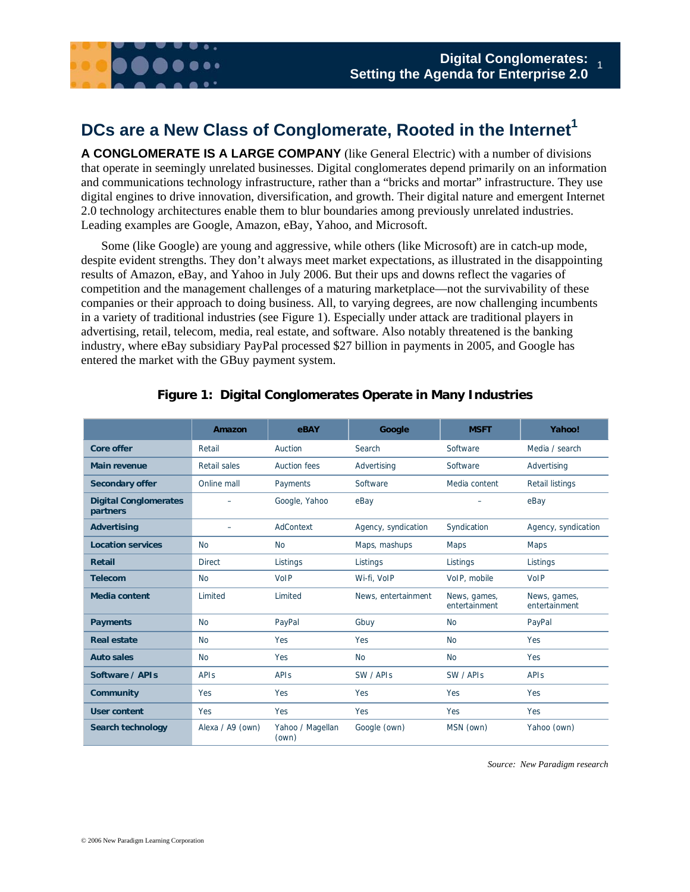## DCs are a New Class of Conglomerate, Rooted in the Internet[1]

**A CONGLOMERATE IS A LARGE COMPANY** (like General Electric) with a number of divisions that operate in seemingly unrelated businesses. Digital conglomerates depend primarily on an information and communications technology infrastructure, rather than a "bricks and mortar" infrastructure. They use digital engines to drive innovation, diversification, and growth. Their digital nature and emergent Internet 2.0 technology architectures enable them to blur boundaries among previously unrelated industries. Leading examples are Google, Amazon, eBay, Yahoo, and Microsoft.

Some (like Google) are young and aggressive, while others (like Microsoft) are in catch-up mode, despite evident strengths. They don't always meet market expectations, as illustrated in the disappointing results of Amazon, eBay, and Yahoo in July 2006. But their ups and downs reflect the vagaries of competition and the management challenges of a maturing marketplace—not the survivability of these companies or their approach to doing business. All, to varying degrees, are now challenging incumbents in a variety of traditional industries (see Figure 1). Especially under attack are traditional players in advertising, retail, telecom, media, real estate, and software. Also notably threatened is the banking industry, where eBay subsidiary PayPal processed $27 billion in payments in 2005, and Google has entered the market with the GBuy payment system.

**Figure 1: Digital Conglomerates Operate in Many Industries**

| | Amazon | eBAY | Google | MSFT | Yahoo! |
|---|---|---|---|---|---|
| **Core offer** | Retail | Auction | Search | Software | Media / search |
| **Main revenue** | Retail sales | Auction fees | Advertising | Software | Advertising |
| **Secondary offer** | Online mall | Payments | Software | Media content | Retail listings |
| **Digital Conglomerates partners** | – | Google, Yahoo | eBay | – | eBay |
| **Advertising** | – | AdContext | Agency, syndication | Syndication | Agency, syndication |
| **Location services** | No | No | Maps, mashups | Maps | Maps |
| **Retail** | Direct | Listings | Listings | Listings | Listings |
| **Telecom** | No | VoIP | Wi-fi, VoIP | VoIP, mobile | VoIP |
| **Media content** | Limited | Limited | News, entertainment | News, games, entertainment | News, games, entertainment |
| **Payments** | No | PayPal | Gbuy | No | PayPal |
| **Real estate** | No | Yes | Yes | No | Yes |
| **Auto sales** | No | Yes | No | No | Yes |
| **Software / APIs** | APIs | APIs | SW / APIs | SW / APIs | APIs |
| **Community** | Yes | Yes | Yes | Yes | Yes |
| **User content** | Yes | Yes | Yes | Yes | Yes |
| **Search technology** | Alexa / A9 (own) | Yahoo / Magellan (own) | Google (own) | MSN (own) | Yahoo (own) |

*Source: New Paradigm research*

© 2006 New Paradigm Learning Corporation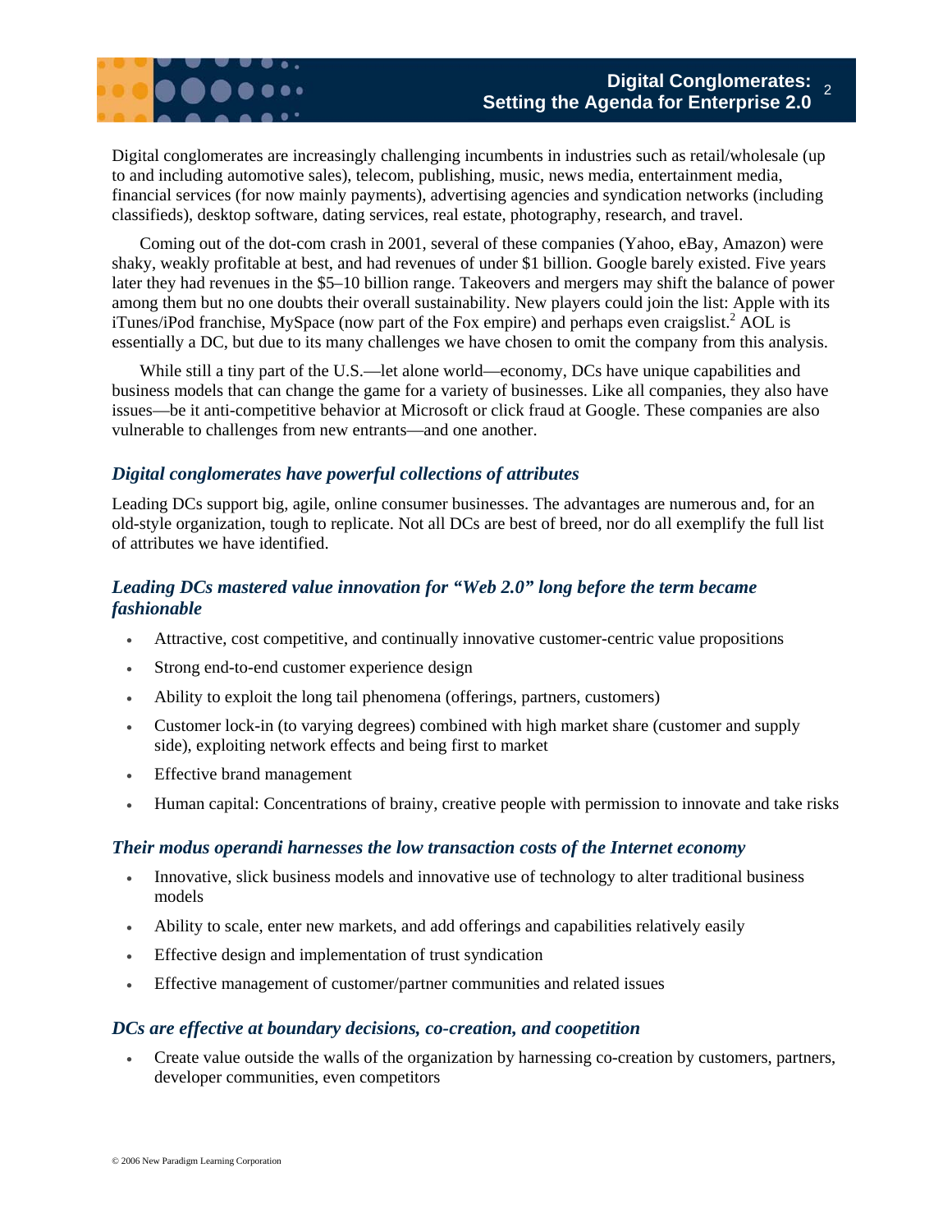Digital conglomerates are increasingly challenging incumbents in industries such as retail/wholesale (up to and including automotive sales), telecom, publishing, music, news media, entertainment media, financial services (for now mainly payments), advertising agencies and syndication networks (including classifieds), desktop software, dating services, real estate, photography, research, and travel.

Coming out of the dot-com crash in 2001, several of these companies (Yahoo, eBay, Amazon) were shaky, weakly profitable at best, and had revenues of under $1 billion. Google barely existed. Five years later they had revenues in the $5–10 billion range. Takeovers and mergers may shift the balance of power among them but no one doubts their overall sustainability. New players could join the list: Apple with its iTunes/iPod franchise, MySpace (now part of the Fox empire) and perhaps even craigslist.[2] AOL is essentially a DC, but due to its many challenges we have chosen to omit the company from this analysis.

While still a tiny part of the U.S.—let alone world—economy, DCs have unique capabilities and business models that can change the game for a variety of businesses. Like all companies, they also have issues—be it anti-competitive behavior at Microsoft or click fraud at Google. These companies are also vulnerable to challenges from new entrants—and one another.

### *Digital conglomerates have powerful collections of attributes*

Leading DCs support big, agile, online consumer businesses. The advantages are numerous and, for an old-style organization, tough to replicate. Not all DCs are best of breed, nor do all exemplify the full list of attributes we have identified.

### *Leading DCs mastered value innovation for "Web 2.0" long before the term became fashionable*

- Attractive, cost competitive, and continually innovative customer-centric value propositions
- Strong end-to-end customer experience design
- Ability to exploit the long tail phenomena (offerings, partners, customers)
- Customer lock-in (to varying degrees) combined with high market share (customer and supply side), exploiting network effects and being first to market
- Effective brand management
- Human capital: Concentrations of brainy, creative people with permission to innovate and take risks

### *Their modus operandi harnesses the low transaction costs of the Internet economy*

- Innovative, slick business models and innovative use of technology to alter traditional business models
- Ability to scale, enter new markets, and add offerings and capabilities relatively easily
- Effective design and implementation of trust syndication
- Effective management of customer/partner communities and related issues

### *DCs are effective at boundary decisions, co-creation, and coopetition*

- Create value outside the walls of the organization by harnessing co-creation by customers, partners, developer communities, even competitors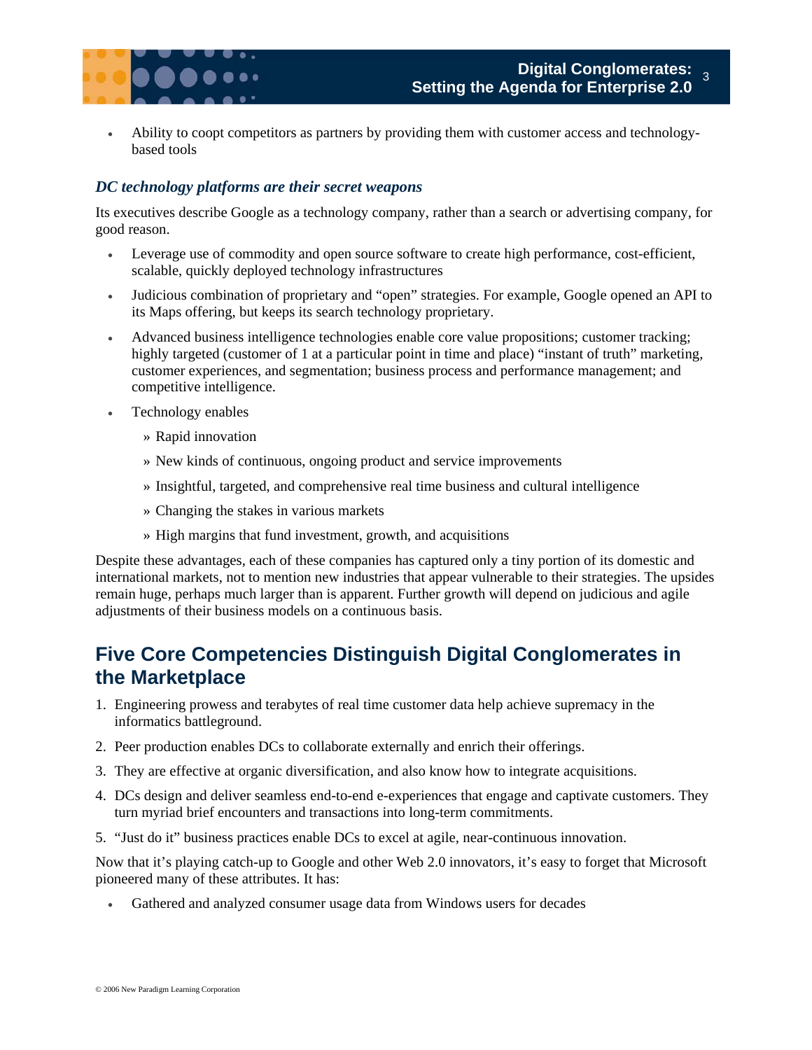- Ability to coopt competitors as partners by providing them with customer access and technology-based tools

### *DC technology platforms are their secret weapons*

Its executives describe Google as a technology company, rather than a search or advertising company, for good reason.

- Leverage use of commodity and open source software to create high performance, cost-efficient, scalable, quickly deployed technology infrastructures
- Judicious combination of proprietary and "open" strategies. For example, Google opened an API to its Maps offering, but keeps its search technology proprietary.
- Advanced business intelligence technologies enable core value propositions; customer tracking; highly targeted (customer of 1 at a particular point in time and place) "instant of truth" marketing, customer experiences, and segmentation; business process and performance management; and competitive intelligence.
- Technology enables
  - » Rapid innovation
  - » New kinds of continuous, ongoing product and service improvements
  - » Insightful, targeted, and comprehensive real time business and cultural intelligence
  - » Changing the stakes in various markets
  - » High margins that fund investment, growth, and acquisitions

Despite these advantages, each of these companies has captured only a tiny portion of its domestic and international markets, not to mention new industries that appear vulnerable to their strategies. The upsides remain huge, perhaps much larger than is apparent. Further growth will depend on judicious and agile adjustments of their business models on a continuous basis.

## Five Core Competencies Distinguish Digital Conglomerates in the Marketplace

1. Engineering prowess and terabytes of real time customer data help achieve supremacy in the informatics battleground.
2. Peer production enables DCs to collaborate externally and enrich their offerings.
3. They are effective at organic diversification, and also know how to integrate acquisitions.
4. DCs design and deliver seamless end-to-end e-experiences that engage and captivate customers. They turn myriad brief encounters and transactions into long-term commitments.
5. "Just do it" business practices enable DCs to excel at agile, near-continuous innovation.

Now that it's playing catch-up to Google and other Web 2.0 innovators, it's easy to forget that Microsoft pioneered many of these attributes. It has:

- Gathered and analyzed consumer usage data from Windows users for decades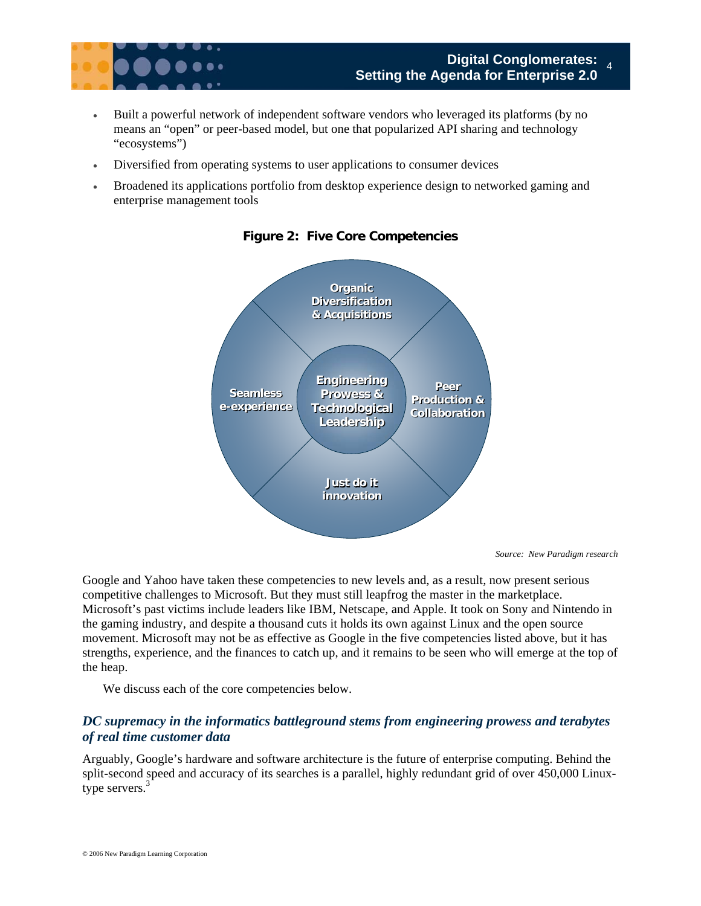- Built a powerful network of independent software vendors who leveraged its platforms (by no means an "open" or peer-based model, but one that popularized API sharing and technology "ecosystems")
- Diversified from operating systems to user applications to consumer devices
- Broadened its applications portfolio from desktop experience design to networked gaming and enterprise management tools

**Figure 2: Five Core Competencies**

Organic Diversification & Acquisitions

Seamless e-experience

Engineering Prowess & Technological Leadership

Peer Production & Collaboration

Just do it innovation

*Source: New Paradigm research*

Google and Yahoo have taken these competencies to new levels and, as a result, now present serious competitive challenges to Microsoft. But they must still leapfrog the master in the marketplace. Microsoft's past victims include leaders like IBM, Netscape, and Apple. It took on Sony and Nintendo in the gaming industry, and despite a thousand cuts it holds its own against Linux and the open source movement. Microsoft may not be as effective as Google in the five competencies listed above, but it has strengths, experience, and the finances to catch up, and it remains to be seen who will emerge at the top of the heap.

We discuss each of the core competencies below.

### *DC supremacy in the informatics battleground stems from engineering prowess and terabytes of real time customer data*

Arguably, Google's hardware and software architecture is the future of enterprise computing. Behind the split-second speed and accuracy of its searches is a parallel, highly redundant grid of over 450,000 Linux-type servers.[3]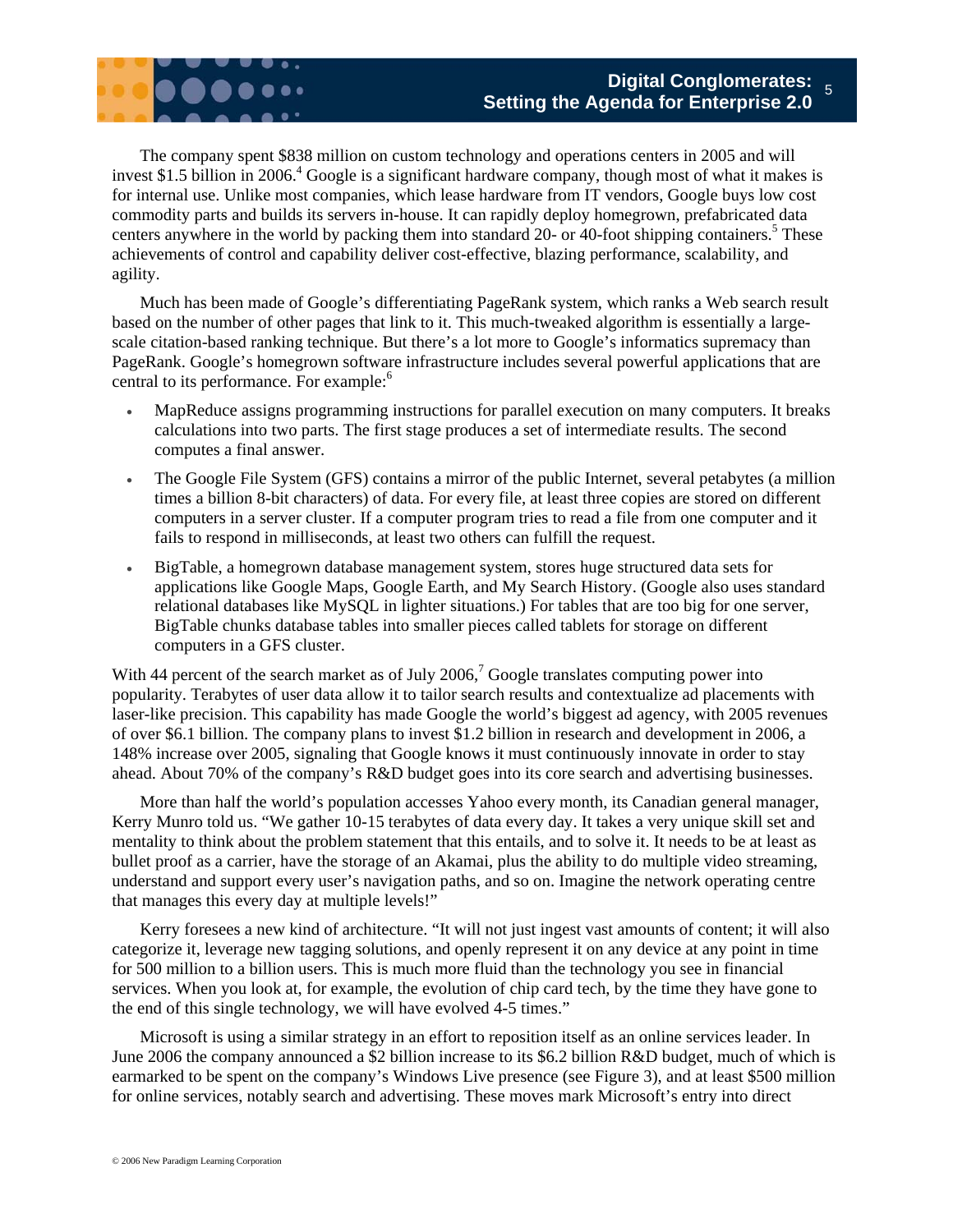The company spent $838 million on custom technology and operations centers in 2005 and will invest $1.5 billion in 2006.[4] Google is a significant hardware company, though most of what it makes is for internal use. Unlike most companies, which lease hardware from IT vendors, Google buys low cost commodity parts and builds its servers in-house. It can rapidly deploy homegrown, prefabricated data centers anywhere in the world by packing them into standard 20- or 40-foot shipping containers.[5] These achievements of control and capability deliver cost-effective, blazing performance, scalability, and agility.

Much has been made of Google's differentiating PageRank system, which ranks a Web search result based on the number of other pages that link to it. This much-tweaked algorithm is essentially a large-scale citation-based ranking technique. But there's a lot more to Google's informatics supremacy than PageRank. Google's homegrown software infrastructure includes several powerful applications that are central to its performance. For example:[6]

- MapReduce assigns programming instructions for parallel execution on many computers. It breaks calculations into two parts. The first stage produces a set of intermediate results. The second computes a final answer.
- The Google File System (GFS) contains a mirror of the public Internet, several petabytes (a million times a billion 8-bit characters) of data. For every file, at least three copies are stored on different computers in a server cluster. If a computer program tries to read a file from one computer and it fails to respond in milliseconds, at least two others can fulfill the request.
- BigTable, a homegrown database management system, stores huge structured data sets for applications like Google Maps, Google Earth, and My Search History. (Google also uses standard relational databases like MySQL in lighter situations.) For tables that are too big for one server, BigTable chunks database tables into smaller pieces called tablets for storage on different computers in a GFS cluster.

With 44 percent of the search market as of July 2006,[7] Google translates computing power into popularity. Terabytes of user data allow it to tailor search results and contextualize ad placements with laser-like precision. This capability has made Google the world's biggest ad agency, with 2005 revenues of over $6.1 billion. The company plans to invest $1.2 billion in research and development in 2006, a 148% increase over 2005, signaling that Google knows it must continuously innovate in order to stay ahead. About 70% of the company's R&D budget goes into its core search and advertising businesses.

More than half the world's population accesses Yahoo every month, its Canadian general manager, Kerry Munro told us. "We gather 10-15 terabytes of data every day. It takes a very unique skill set and mentality to think about the problem statement that this entails, and to solve it. It needs to be at least as bullet proof as a carrier, have the storage of an Akamai, plus the ability to do multiple video streaming, understand and support every user's navigation paths, and so on. Imagine the network operating centre that manages this every day at multiple levels!"

Kerry foresees a new kind of architecture. "It will not just ingest vast amounts of content; it will also categorize it, leverage new tagging solutions, and openly represent it on any device at any point in time for 500 million to a billion users. This is much more fluid than the technology you see in financial services. When you look at, for example, the evolution of chip card tech, by the time they have gone to the end of this single technology, we will have evolved 4-5 times."

Microsoft is using a similar strategy in an effort to reposition itself as an online services leader. In June 2006 the company announced a $2 billion increase to its $6.2 billion R&D budget, much of which is earmarked to be spent on the company's Windows Live presence (see Figure 3), and at least $500 million for online services, notably search and advertising. These moves mark Microsoft's entry into direct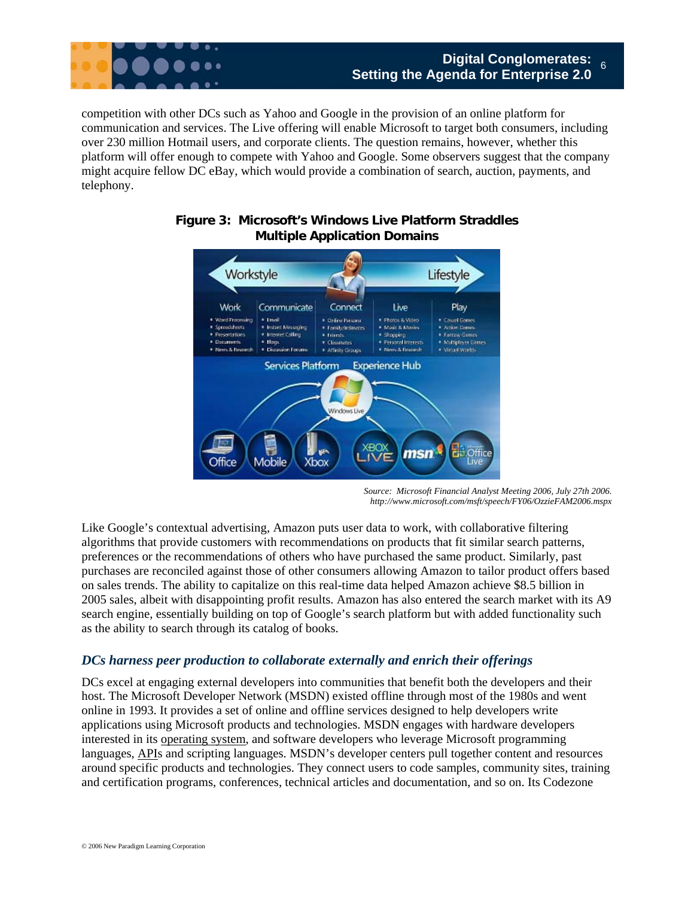competition with other DCs such as Yahoo and Google in the provision of an online platform for communication and services. The Live offering will enable Microsoft to target both consumers, including over 230 million Hotmail users, and corporate clients. The question remains, however, whether this platform will offer enough to compete with Yahoo and Google. Some observers suggest that the company might acquire fellow DC eBay, which would provide a combination of search, auction, payments, and telephony.

**Figure 3: Microsoft's Windows Live Platform Straddles Multiple Application Domains**

*Source: Microsoft Financial Analyst Meeting 2006, July 27th 2006. http://www.microsoft.com/msft/speech/FY06/OzzieFAM2006.mspx*

Like Google's contextual advertising, Amazon puts user data to work, with collaborative filtering algorithms that provide customers with recommendations on products that fit similar search patterns, preferences or the recommendations of others who have purchased the same product. Similarly, past purchases are reconciled against those of other consumers allowing Amazon to tailor product offers based on sales trends. The ability to capitalize on this real-time data helped Amazon achieve $8.5 billion in 2005 sales, albeit with disappointing profit results. Amazon has also entered the search market with its A9 search engine, essentially building on top of Google's search platform but with added functionality such as the ability to search through its catalog of books.

### *DCs harness peer production to collaborate externally and enrich their offerings*

DCs excel at engaging external developers into communities that benefit both the developers and their host. The Microsoft Developer Network (MSDN) existed offline through most of the 1980s and went online in 1993. It provides a set of online and offline services designed to help developers write applications using Microsoft products and technologies. MSDN engages with hardware developers interested in its operating system, and software developers who leverage Microsoft programming languages, APIs and scripting languages. MSDN's developer centers pull together content and resources around specific products and technologies. They connect users to code samples, community sites, training and certification programs, conferences, technical articles and documentation, and so on. Its Codezone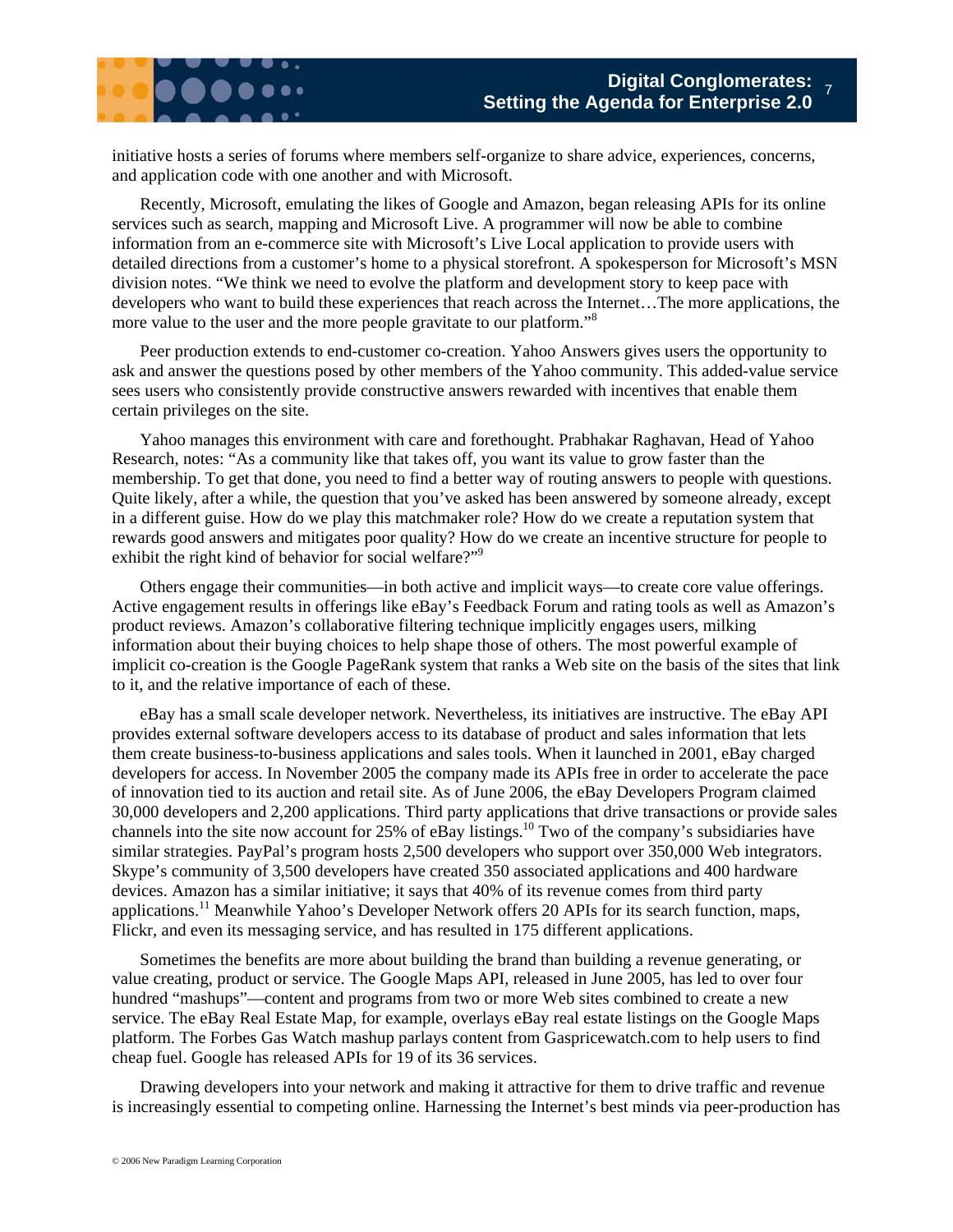initiative hosts a series of forums where members self-organize to share advice, experiences, concerns, and application code with one another and with Microsoft.

Recently, Microsoft, emulating the likes of Google and Amazon, began releasing APIs for its online services such as search, mapping and Microsoft Live. A programmer will now be able to combine information from an e-commerce site with Microsoft's Live Local application to provide users with detailed directions from a customer's home to a physical storefront. A spokesperson for Microsoft's MSN division notes. "We think we need to evolve the platform and development story to keep pace with developers who want to build these experiences that reach across the Internet…The more applications, the more value to the user and the more people gravitate to our platform."[8]

Peer production extends to end-customer co-creation. Yahoo Answers gives users the opportunity to ask and answer the questions posed by other members of the Yahoo community. This added-value service sees users who consistently provide constructive answers rewarded with incentives that enable them certain privileges on the site.

Yahoo manages this environment with care and forethought. Prabhakar Raghavan, Head of Yahoo Research, notes: "As a community like that takes off, you want its value to grow faster than the membership. To get that done, you need to find a better way of routing answers to people with questions. Quite likely, after a while, the question that you've asked has been answered by someone already, except in a different guise. How do we play this matchmaker role? How do we create a reputation system that rewards good answers and mitigates poor quality? How do we create an incentive structure for people to exhibit the right kind of behavior for social welfare?"[9]

Others engage their communities—in both active and implicit ways—to create core value offerings. Active engagement results in offerings like eBay's Feedback Forum and rating tools as well as Amazon's product reviews. Amazon's collaborative filtering technique implicitly engages users, milking information about their buying choices to help shape those of others. The most powerful example of implicit co-creation is the Google PageRank system that ranks a Web site on the basis of the sites that link to it, and the relative importance of each of these.

eBay has a small scale developer network. Nevertheless, its initiatives are instructive. The eBay API provides external software developers access to its database of product and sales information that lets them create business-to-business applications and sales tools. When it launched in 2001, eBay charged developers for access. In November 2005 the company made its APIs free in order to accelerate the pace of innovation tied to its auction and retail site. As of June 2006, the eBay Developers Program claimed 30,000 developers and 2,200 applications. Third party applications that drive transactions or provide sales channels into the site now account for 25% of eBay listings.[10] Two of the company's subsidiaries have similar strategies. PayPal's program hosts 2,500 developers who support over 350,000 Web integrators. Skype's community of 3,500 developers have created 350 associated applications and 400 hardware devices. Amazon has a similar initiative; it says that 40% of its revenue comes from third party applications.[11] Meanwhile Yahoo's Developer Network offers 20 APIs for its search function, maps, Flickr, and even its messaging service, and has resulted in 175 different applications.

Sometimes the benefits are more about building the brand than building a revenue generating, or value creating, product or service. The Google Maps API, released in June 2005, has led to over four hundred "mashups"—content and programs from two or more Web sites combined to create a new service. The eBay Real Estate Map, for example, overlays eBay real estate listings on the Google Maps platform. The Forbes Gas Watch mashup parlays content from Gaspricewatch.com to help users to find cheap fuel. Google has released APIs for 19 of its 36 services.

Drawing developers into your network and making it attractive for them to drive traffic and revenue is increasingly essential to competing online. Harnessing the Internet's best minds via peer-production has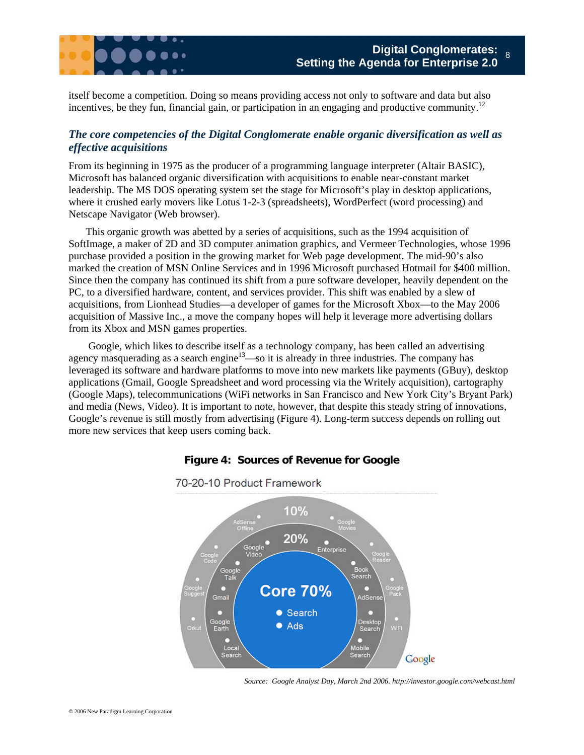itself become a competition. Doing so means providing access not only to software and data but also incentives, be they fun, financial gain, or participation in an engaging and productive community.[12]

### *The core competencies of the Digital Conglomerate enable organic diversification as well as effective acquisitions*

From its beginning in 1975 as the producer of a programming language interpreter (Altair BASIC), Microsoft has balanced organic diversification with acquisitions to enable near-constant market leadership. The MS DOS operating system set the stage for Microsoft's play in desktop applications, where it crushed early movers like Lotus 1-2-3 (spreadsheets), WordPerfect (word processing) and Netscape Navigator (Web browser).

This organic growth was abetted by a series of acquisitions, such as the 1994 acquisition of SoftImage, a maker of 2D and 3D computer animation graphics, and Vermeer Technologies, whose 1996 purchase provided a position in the growing market for Web page development. The mid-90's also marked the creation of MSN Online Services and in 1996 Microsoft purchased Hotmail for $400 million. Since then the company has continued its shift from a pure software developer, heavily dependent on the PC, to a diversified hardware, content, and services provider. This shift was enabled by a slew of acquisitions, from Lionhead Studies—a developer of games for the Microsoft Xbox—to the May 2006 acquisition of Massive Inc., a move the company hopes will help it leverage more advertising dollars from its Xbox and MSN games properties.

Google, which likes to describe itself as a technology company, has been called an advertising agency masquerading as a search engine[13]—so it is already in three industries. The company has leveraged its software and hardware platforms to move into new markets like payments (GBuy), desktop applications (Gmail, Google Spreadsheet and word processing via the Writely acquisition), cartography (Google Maps), telecommunications (WiFi networks in San Francisco and New York City's Bryant Park) and media (News, Video). It is important to note, however, that despite this steady string of innovations, Google's revenue is still mostly from advertising (Figure 4). Long-term success depends on rolling out more new services that keep users coming back.

**Figure 4: Sources of Revenue for Google**

70-20-10 Product Framework

- **Core 70%**: Search, Ads
- **20%**: Google Video, Enterprise, Google Talk, Book Search, Gmail, AdSense, Google Earth, Desktop Search, Local Search, Mobile Search
- **10%**: AdSense Offline, Google Movies, Google Code, Google Reader, Google Suggest, Google Pack, Orkut, WiFi

*Source: Google Analyst Day, March 2nd 2006. http://investor.google.com/webcast.html*

© 2006 New Paradigm Learning Corporation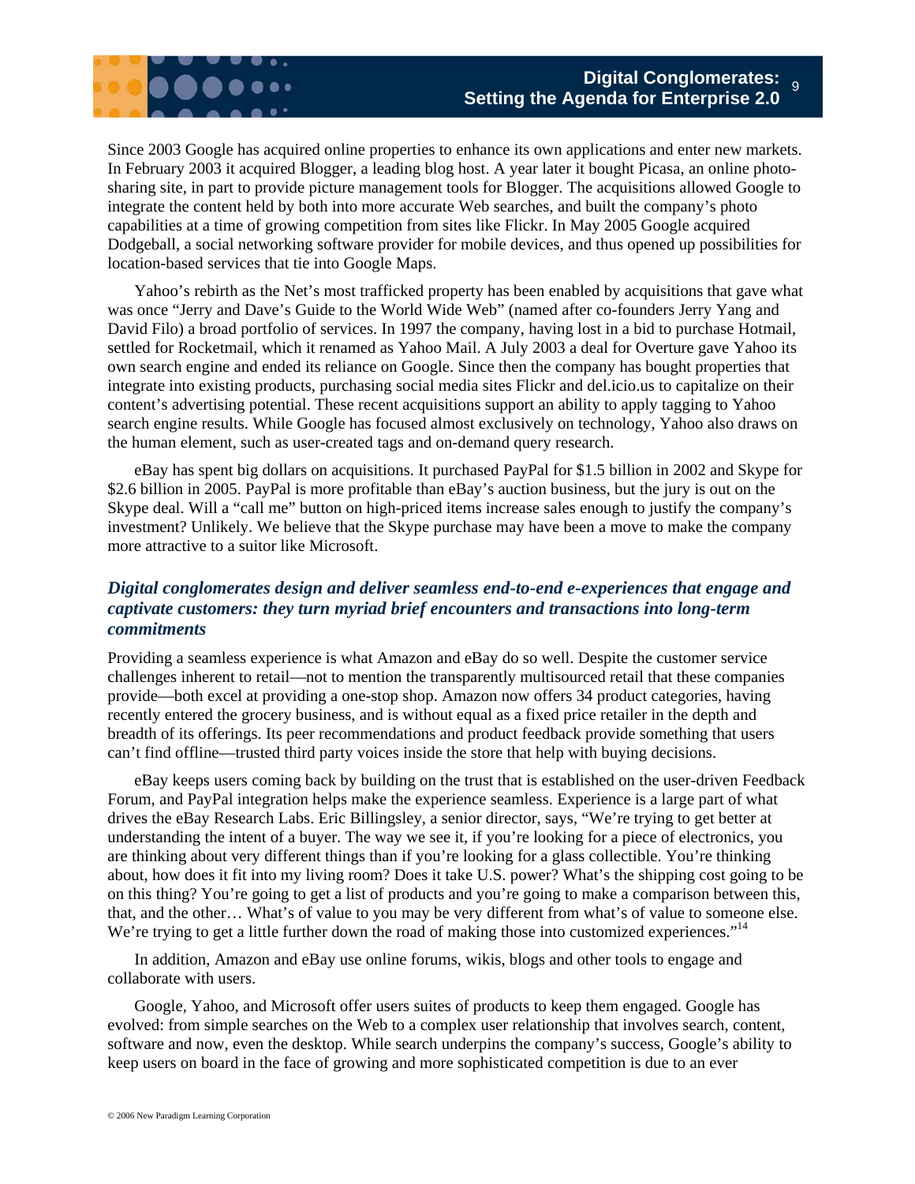Since 2003 Google has acquired online properties to enhance its own applications and enter new markets. In February 2003 it acquired Blogger, a leading blog host. A year later it bought Picasa, an online photo-sharing site, in part to provide picture management tools for Blogger. The acquisitions allowed Google to integrate the content held by both into more accurate Web searches, and built the company's photo capabilities at a time of growing competition from sites like Flickr. In May 2005 Google acquired Dodgeball, a social networking software provider for mobile devices, and thus opened up possibilities for location-based services that tie into Google Maps.

Yahoo's rebirth as the Net's most trafficked property has been enabled by acquisitions that gave what was once "Jerry and Dave's Guide to the World Wide Web" (named after co-founders Jerry Yang and David Filo) a broad portfolio of services. In 1997 the company, having lost in a bid to purchase Hotmail, settled for Rocketmail, which it renamed as Yahoo Mail. A July 2003 a deal for Overture gave Yahoo its own search engine and ended its reliance on Google. Since then the company has bought properties that integrate into existing products, purchasing social media sites Flickr and del.icio.us to capitalize on their content's advertising potential. These recent acquisitions support an ability to apply tagging to Yahoo search engine results. While Google has focused almost exclusively on technology, Yahoo also draws on the human element, such as user-created tags and on-demand query research.

eBay has spent big dollars on acquisitions. It purchased PayPal for $1.5 billion in 2002 and Skype for $2.6 billion in 2005. PayPal is more profitable than eBay's auction business, but the jury is out on the Skype deal. Will a "call me" button on high-priced items increase sales enough to justify the company's investment? Unlikely. We believe that the Skype purchase may have been a move to make the company more attractive to a suitor like Microsoft.

### *Digital conglomerates design and deliver seamless end-to-end e-experiences that engage and captivate customers: they turn myriad brief encounters and transactions into long-term commitments*

Providing a seamless experience is what Amazon and eBay do so well. Despite the customer service challenges inherent to retail—not to mention the transparently multisourced retail that these companies provide—both excel at providing a one-stop shop. Amazon now offers 34 product categories, having recently entered the grocery business, and is without equal as a fixed price retailer in the depth and breadth of its offerings. Its peer recommendations and product feedback provide something that users can't find offline—trusted third party voices inside the store that help with buying decisions.

eBay keeps users coming back by building on the trust that is established on the user-driven Feedback Forum, and PayPal integration helps make the experience seamless. Experience is a large part of what drives the eBay Research Labs. Eric Billingsley, a senior director, says, "We're trying to get better at understanding the intent of a buyer. The way we see it, if you're looking for a piece of electronics, you are thinking about very different things than if you're looking for a glass collectible. You're thinking about, how does it fit into my living room? Does it take U.S. power? What's the shipping cost going to be on this thing? You're going to get a list of products and you're going to make a comparison between this, that, and the other… What's of value to you may be very different from what's of value to someone else. We're trying to get a little further down the road of making those into customized experiences."[14]

In addition, Amazon and eBay use online forums, wikis, blogs and other tools to engage and collaborate with users.

Google, Yahoo, and Microsoft offer users suites of products to keep them engaged. Google has evolved: from simple searches on the Web to a complex user relationship that involves search, content, software and now, even the desktop. While search underpins the company's success, Google's ability to keep users on board in the face of growing and more sophisticated competition is due to an ever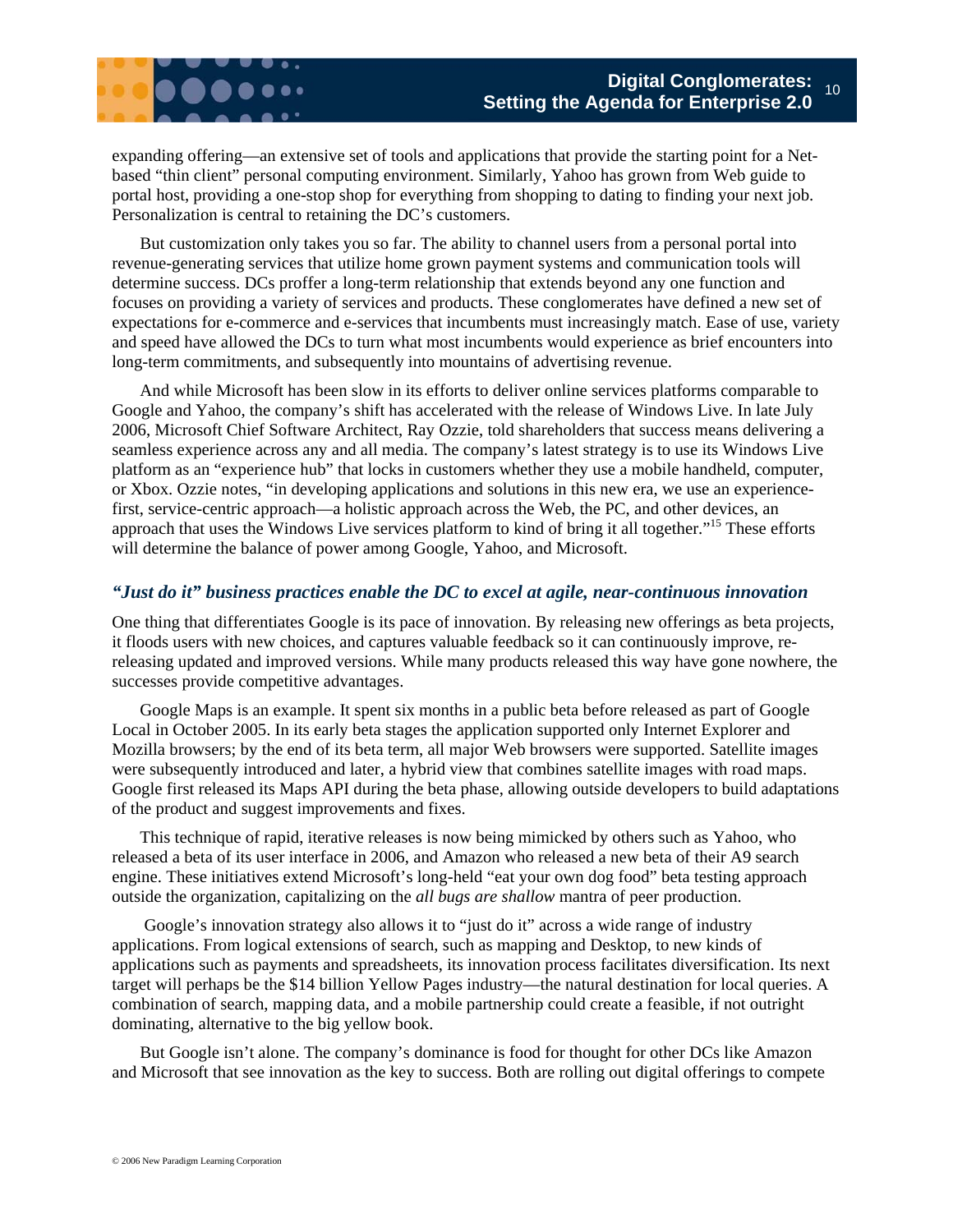expanding offering—an extensive set of tools and applications that provide the starting point for a Net-based "thin client" personal computing environment. Similarly, Yahoo has grown from Web guide to portal host, providing a one-stop shop for everything from shopping to dating to finding your next job. Personalization is central to retaining the DC's customers.

But customization only takes you so far. The ability to channel users from a personal portal into revenue-generating services that utilize home grown payment systems and communication tools will determine success. DCs proffer a long-term relationship that extends beyond any one function and focuses on providing a variety of services and products. These conglomerates have defined a new set of expectations for e-commerce and e-services that incumbents must increasingly match. Ease of use, variety and speed have allowed the DCs to turn what most incumbents would experience as brief encounters into long-term commitments, and subsequently into mountains of advertising revenue.

And while Microsoft has been slow in its efforts to deliver online services platforms comparable to Google and Yahoo, the company's shift has accelerated with the release of Windows Live. In late July 2006, Microsoft Chief Software Architect, Ray Ozzie, told shareholders that success means delivering a seamless experience across any and all media. The company's latest strategy is to use its Windows Live platform as an "experience hub" that locks in customers whether they use a mobile handheld, computer, or Xbox. Ozzie notes, "in developing applications and solutions in this new era, we use an experience-first, service-centric approach—a holistic approach across the Web, the PC, and other devices, an approach that uses the Windows Live services platform to kind of bring it all together."[15] These efforts will determine the balance of power among Google, Yahoo, and Microsoft.

### *"Just do it" business practices enable the DC to excel at agile, near-continuous innovation*

One thing that differentiates Google is its pace of innovation. By releasing new offerings as beta projects, it floods users with new choices, and captures valuable feedback so it can continuously improve, re-releasing updated and improved versions. While many products released this way have gone nowhere, the successes provide competitive advantages.

Google Maps is an example. It spent six months in a public beta before released as part of Google Local in October 2005. In its early beta stages the application supported only Internet Explorer and Mozilla browsers; by the end of its beta term, all major Web browsers were supported. Satellite images were subsequently introduced and later, a hybrid view that combines satellite images with road maps. Google first released its Maps API during the beta phase, allowing outside developers to build adaptations of the product and suggest improvements and fixes.

This technique of rapid, iterative releases is now being mimicked by others such as Yahoo, who released a beta of its user interface in 2006, and Amazon who released a new beta of their A9 search engine. These initiatives extend Microsoft's long-held "eat your own dog food" beta testing approach outside the organization, capitalizing on the *all bugs are shallow* mantra of peer production.

Google's innovation strategy also allows it to "just do it" across a wide range of industry applications. From logical extensions of search, such as mapping and Desktop, to new kinds of applications such as payments and spreadsheets, its innovation process facilitates diversification. Its next target will perhaps be the $14 billion Yellow Pages industry—the natural destination for local queries. A combination of search, mapping data, and a mobile partnership could create a feasible, if not outright dominating, alternative to the big yellow book.

But Google isn't alone. The company's dominance is food for thought for other DCs like Amazon and Microsoft that see innovation as the key to success. Both are rolling out digital offerings to compete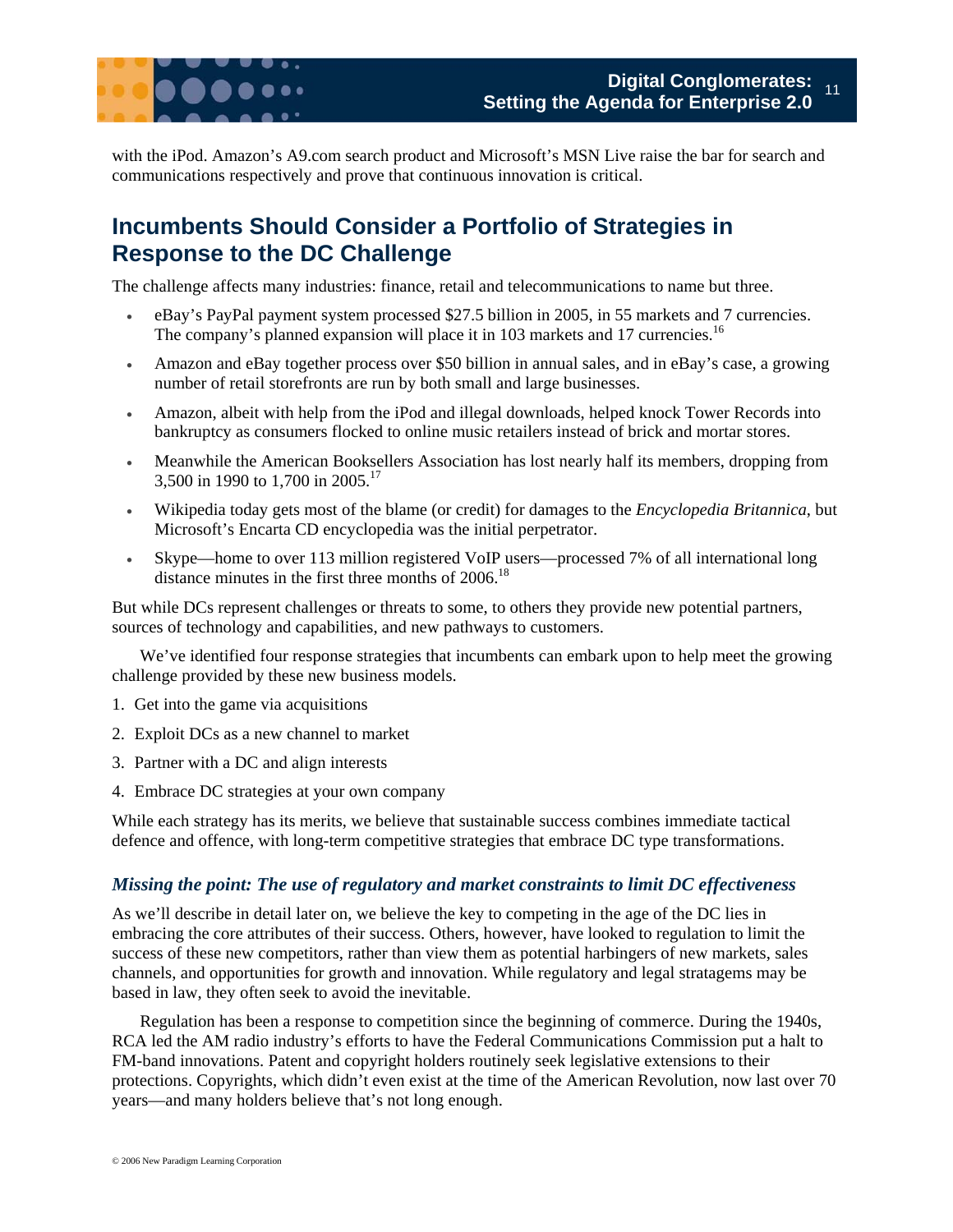with the iPod. Amazon's A9.com search product and Microsoft's MSN Live raise the bar for search and communications respectively and prove that continuous innovation is critical.

## Incumbents Should Consider a Portfolio of Strategies in Response to the DC Challenge

The challenge affects many industries: finance, retail and telecommunications to name but three.

- eBay's PayPal payment system processed $27.5 billion in 2005, in 55 markets and 7 currencies. The company's planned expansion will place it in 103 markets and 17 currencies.[16]
- Amazon and eBay together process over $50 billion in annual sales, and in eBay's case, a growing number of retail storefronts are run by both small and large businesses.
- Amazon, albeit with help from the iPod and illegal downloads, helped knock Tower Records into bankruptcy as consumers flocked to online music retailers instead of brick and mortar stores.
- Meanwhile the American Booksellers Association has lost nearly half its members, dropping from 3,500 in 1990 to 1,700 in 2005.[17]
- Wikipedia today gets most of the blame (or credit) for damages to the *Encyclopedia Britannica*, but Microsoft's Encarta CD encyclopedia was the initial perpetrator.
- Skype—home to over 113 million registered VoIP users—processed 7% of all international long distance minutes in the first three months of 2006.[18]

But while DCs represent challenges or threats to some, to others they provide new potential partners, sources of technology and capabilities, and new pathways to customers.

We've identified four response strategies that incumbents can embark upon to help meet the growing challenge provided by these new business models.

1. Get into the game via acquisitions
2. Exploit DCs as a new channel to market
3. Partner with a DC and align interests
4. Embrace DC strategies at your own company

While each strategy has its merits, we believe that sustainable success combines immediate tactical defence and offence, with long-term competitive strategies that embrace DC type transformations.

### *Missing the point: The use of regulatory and market constraints to limit DC effectiveness*

As we'll describe in detail later on, we believe the key to competing in the age of the DC lies in embracing the core attributes of their success. Others, however, have looked to regulation to limit the success of these new competitors, rather than view them as potential harbingers of new markets, sales channels, and opportunities for growth and innovation. While regulatory and legal stratagems may be based in law, they often seek to avoid the inevitable.

Regulation has been a response to competition since the beginning of commerce. During the 1940s, RCA led the AM radio industry's efforts to have the Federal Communications Commission put a halt to FM-band innovations. Patent and copyright holders routinely seek legislative extensions to their protections. Copyrights, which didn't even exist at the time of the American Revolution, now last over 70 years—and many holders believe that's not long enough.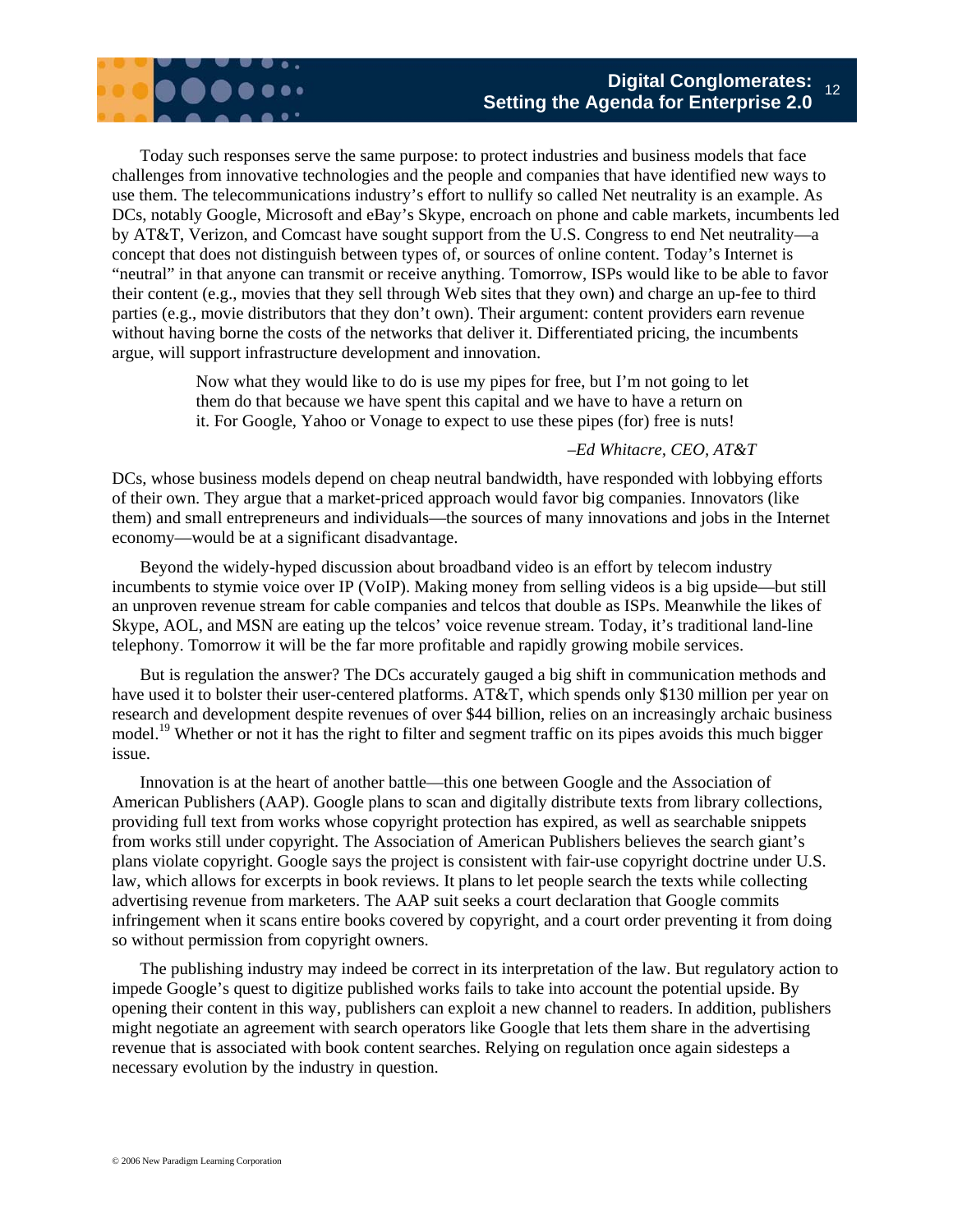Today such responses serve the same purpose: to protect industries and business models that face challenges from innovative technologies and the people and companies that have identified new ways to use them. The telecommunications industry's effort to nullify so called Net neutrality is an example. As DCs, notably Google, Microsoft and eBay's Skype, encroach on phone and cable markets, incumbents led by AT&T, Verizon, and Comcast have sought support from the U.S. Congress to end Net neutrality—a concept that does not distinguish between types of, or sources of online content. Today's Internet is "neutral" in that anyone can transmit or receive anything. Tomorrow, ISPs would like to be able to favor their content (e.g., movies that they sell through Web sites that they own) and charge an up-fee to third parties (e.g., movie distributors that they don't own). Their argument: content providers earn revenue without having borne the costs of the networks that deliver it. Differentiated pricing, the incumbents argue, will support infrastructure development and innovation.

> Now what they would like to do is use my pipes for free, but I'm not going to let them do that because we have spent this capital and we have to have a return on it. For Google, Yahoo or Vonage to expect to use these pipes (for) free is nuts!
>
> *–Ed Whitacre, CEO, AT&T*

DCs, whose business models depend on cheap neutral bandwidth, have responded with lobbying efforts of their own. They argue that a market-priced approach would favor big companies. Innovators (like them) and small entrepreneurs and individuals—the sources of many innovations and jobs in the Internet economy—would be at a significant disadvantage.

Beyond the widely-hyped discussion about broadband video is an effort by telecom industry incumbents to stymie voice over IP (VoIP). Making money from selling videos is a big upside—but still an unproven revenue stream for cable companies and telcos that double as ISPs. Meanwhile the likes of Skype, AOL, and MSN are eating up the telcos' voice revenue stream. Today, it's traditional land-line telephony. Tomorrow it will be the far more profitable and rapidly growing mobile services.

But is regulation the answer? The DCs accurately gauged a big shift in communication methods and have used it to bolster their user-centered platforms. AT&T, which spends only $130 million per year on research and development despite revenues of over $44 billion, relies on an increasingly archaic business model.[19] Whether or not it has the right to filter and segment traffic on its pipes avoids this much bigger issue.

Innovation is at the heart of another battle—this one between Google and the Association of American Publishers (AAP). Google plans to scan and digitally distribute texts from library collections, providing full text from works whose copyright protection has expired, as well as searchable snippets from works still under copyright. The Association of American Publishers believes the search giant's plans violate copyright. Google says the project is consistent with fair-use copyright doctrine under U.S. law, which allows for excerpts in book reviews. It plans to let people search the texts while collecting advertising revenue from marketers. The AAP suit seeks a court declaration that Google commits infringement when it scans entire books covered by copyright, and a court order preventing it from doing so without permission from copyright owners.

The publishing industry may indeed be correct in its interpretation of the law. But regulatory action to impede Google's quest to digitize published works fails to take into account the potential upside. By opening their content in this way, publishers can exploit a new channel to readers. In addition, publishers might negotiate an agreement with search operators like Google that lets them share in the advertising revenue that is associated with book content searches. Relying on regulation once again sidesteps a necessary evolution by the industry in question.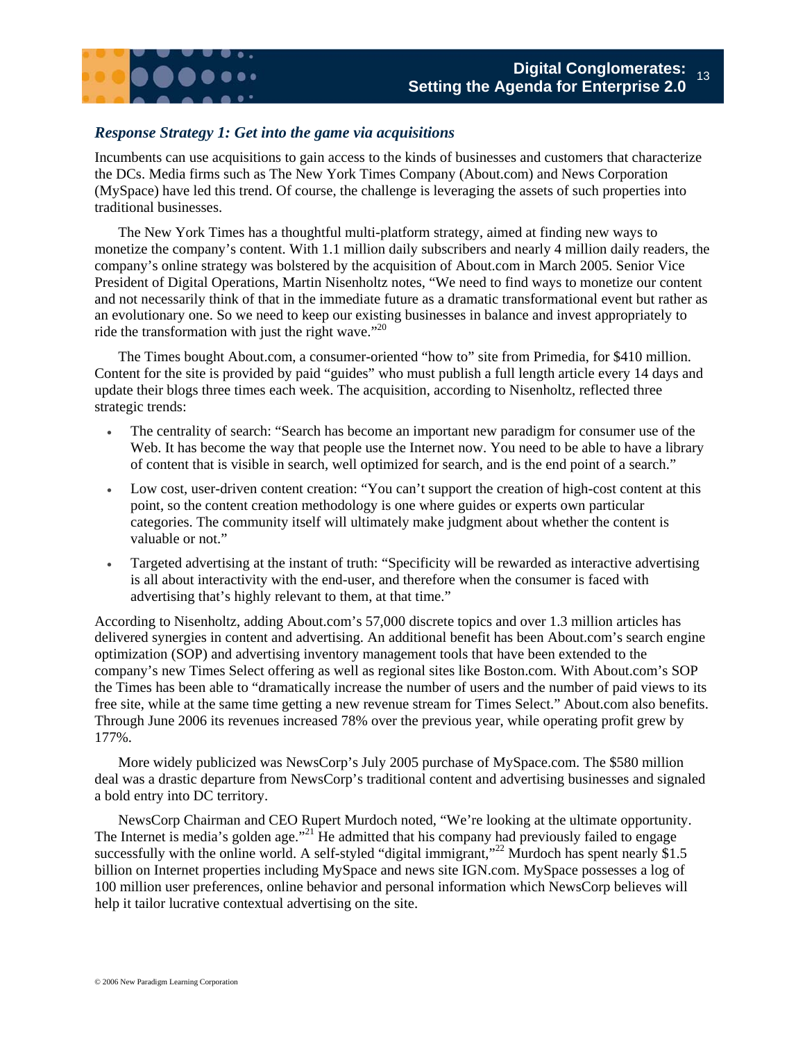### *Response Strategy 1: Get into the game via acquisitions*

Incumbents can use acquisitions to gain access to the kinds of businesses and customers that characterize the DCs. Media firms such as The New York Times Company (About.com) and News Corporation (MySpace) have led this trend. Of course, the challenge is leveraging the assets of such properties into traditional businesses.

The New York Times has a thoughtful multi-platform strategy, aimed at finding new ways to monetize the company's content. With 1.1 million daily subscribers and nearly 4 million daily readers, the company's online strategy was bolstered by the acquisition of About.com in March 2005. Senior Vice President of Digital Operations, Martin Nisenholtz notes, "We need to find ways to monetize our content and not necessarily think of that in the immediate future as a dramatic transformational event but rather as an evolutionary one. So we need to keep our existing businesses in balance and invest appropriately to ride the transformation with just the right wave."[20]

The Times bought About.com, a consumer-oriented "how to" site from Primedia, for $410 million. Content for the site is provided by paid "guides" who must publish a full length article every 14 days and update their blogs three times each week. The acquisition, according to Nisenholtz, reflected three strategic trends:

- The centrality of search: "Search has become an important new paradigm for consumer use of the Web. It has become the way that people use the Internet now. You need to be able to have a library of content that is visible in search, well optimized for search, and is the end point of a search."
- Low cost, user-driven content creation: "You can't support the creation of high-cost content at this point, so the content creation methodology is one where guides or experts own particular categories. The community itself will ultimately make judgment about whether the content is valuable or not."
- Targeted advertising at the instant of truth: "Specificity will be rewarded as interactive advertising is all about interactivity with the end-user, and therefore when the consumer is faced with advertising that's highly relevant to them, at that time."

According to Nisenholtz, adding About.com's 57,000 discrete topics and over 1.3 million articles has delivered synergies in content and advertising. An additional benefit has been About.com's search engine optimization (SOP) and advertising inventory management tools that have been extended to the company's new Times Select offering as well as regional sites like Boston.com. With About.com's SOP the Times has been able to "dramatically increase the number of users and the number of paid views to its free site, while at the same time getting a new revenue stream for Times Select." About.com also benefits. Through June 2006 its revenues increased 78% over the previous year, while operating profit grew by 177%.

More widely publicized was NewsCorp's July 2005 purchase of MySpace.com. The $580 million deal was a drastic departure from NewsCorp's traditional content and advertising businesses and signaled a bold entry into DC territory.

NewsCorp Chairman and CEO Rupert Murdoch noted, "We're looking at the ultimate opportunity. The Internet is media's golden age."[21] He admitted that his company had previously failed to engage successfully with the online world. A self-styled "digital immigrant,"[22] Murdoch has spent nearly $1.5 billion on Internet properties including MySpace and news site IGN.com. MySpace possesses a log of 100 million user preferences, online behavior and personal information which NewsCorp believes will help it tailor lucrative contextual advertising on the site.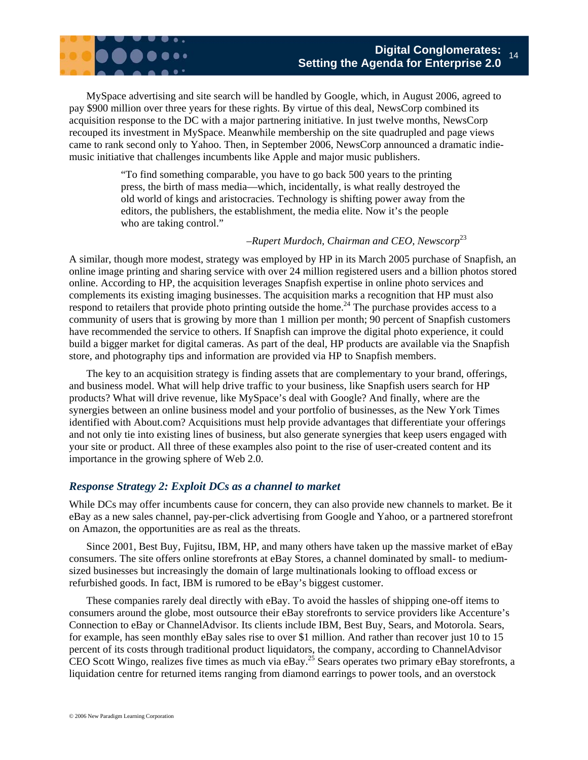MySpace advertising and site search will be handled by Google, which, in August 2006, agreed to pay $900 million over three years for these rights. By virtue of this deal, NewsCorp combined its acquisition response to the DC with a major partnering initiative. In just twelve months, NewsCorp recouped its investment in MySpace. Meanwhile membership on the site quadrupled and page views came to rank second only to Yahoo. Then, in September 2006, NewsCorp announced a dramatic indie-music initiative that challenges incumbents like Apple and major music publishers.

> "To find something comparable, you have to go back 500 years to the printing press, the birth of mass media—which, incidentally, is what really destroyed the old world of kings and aristocracies. Technology is shifting power away from the editors, the publishers, the establishment, the media elite. Now it's the people who are taking control."
>
> *–Rupert Murdoch, Chairman and CEO, Newscorp*[23]

A similar, though more modest, strategy was employed by HP in its March 2005 purchase of Snapfish, an online image printing and sharing service with over 24 million registered users and a billion photos stored online. According to HP, the acquisition leverages Snapfish expertise in online photo services and complements its existing imaging businesses. The acquisition marks a recognition that HP must also respond to retailers that provide photo printing outside the home.[24] The purchase provides access to a community of users that is growing by more than 1 million per month; 90 percent of Snapfish customers have recommended the service to others. If Snapfish can improve the digital photo experience, it could build a bigger market for digital cameras. As part of the deal, HP products are available via the Snapfish store, and photography tips and information are provided via HP to Snapfish members.

The key to an acquisition strategy is finding assets that are complementary to your brand, offerings, and business model. What will help drive traffic to your business, like Snapfish users search for HP products? What will drive revenue, like MySpace's deal with Google? And finally, where are the synergies between an online business model and your portfolio of businesses, as the New York Times identified with About.com? Acquisitions must help provide advantages that differentiate your offerings and not only tie into existing lines of business, but also generate synergies that keep users engaged with your site or product. All three of these examples also point to the rise of user-created content and its importance in the growing sphere of Web 2.0.

### *Response Strategy 2: Exploit DCs as a channel to market*

While DCs may offer incumbents cause for concern, they can also provide new channels to market. Be it eBay as a new sales channel, pay-per-click advertising from Google and Yahoo, or a partnered storefront on Amazon, the opportunities are as real as the threats.

Since 2001, Best Buy, Fujitsu, IBM, HP, and many others have taken up the massive market of eBay consumers. The site offers online storefronts at eBay Stores, a channel dominated by small- to medium-sized businesses but increasingly the domain of large multinationals looking to offload excess or refurbished goods. In fact, IBM is rumored to be eBay's biggest customer.

These companies rarely deal directly with eBay. To avoid the hassles of shipping one-off items to consumers around the globe, most outsource their eBay storefronts to service providers like Accenture's Connection to eBay or ChannelAdvisor. Its clients include IBM, Best Buy, Sears, and Motorola. Sears, for example, has seen monthly eBay sales rise to over $1 million. And rather than recover just 10 to 15 percent of its costs through traditional product liquidators, the company, according to ChannelAdvisor CEO Scott Wingo, realizes five times as much via eBay.[25] Sears operates two primary eBay storefronts, a liquidation centre for returned items ranging from diamond earrings to power tools, and an overstock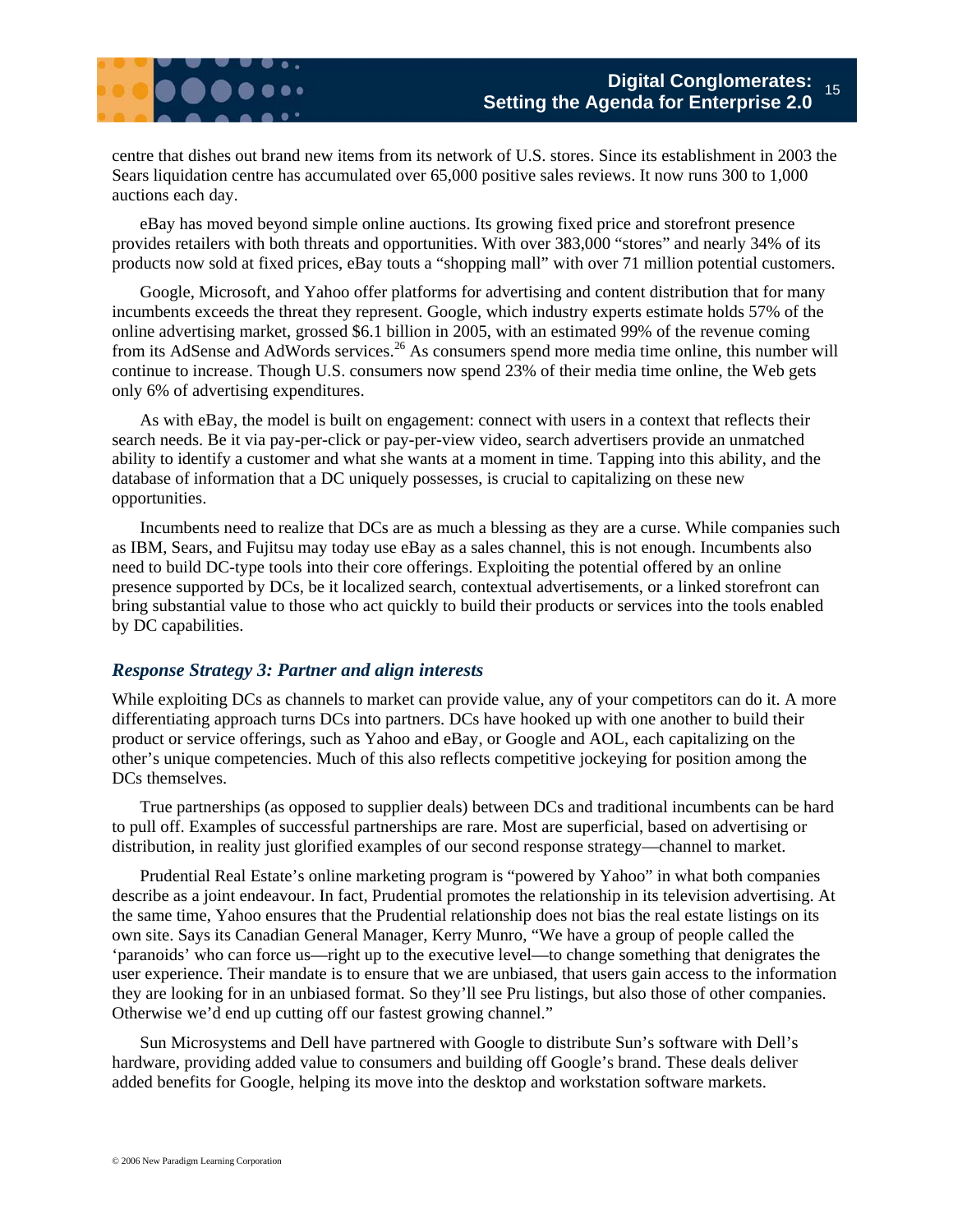centre that dishes out brand new items from its network of U.S. stores. Since its establishment in 2003 the Sears liquidation centre has accumulated over 65,000 positive sales reviews. It now runs 300 to 1,000 auctions each day.

eBay has moved beyond simple online auctions. Its growing fixed price and storefront presence provides retailers with both threats and opportunities. With over 383,000 "stores" and nearly 34% of its products now sold at fixed prices, eBay touts a "shopping mall" with over 71 million potential customers.

Google, Microsoft, and Yahoo offer platforms for advertising and content distribution that for many incumbents exceeds the threat they represent. Google, which industry experts estimate holds 57% of the online advertising market, grossed $6.1 billion in 2005, with an estimated 99% of the revenue coming from its AdSense and AdWords services.[26] As consumers spend more media time online, this number will continue to increase. Though U.S. consumers now spend 23% of their media time online, the Web gets only 6% of advertising expenditures.

As with eBay, the model is built on engagement: connect with users in a context that reflects their search needs. Be it via pay-per-click or pay-per-view video, search advertisers provide an unmatched ability to identify a customer and what she wants at a moment in time. Tapping into this ability, and the database of information that a DC uniquely possesses, is crucial to capitalizing on these new opportunities.

Incumbents need to realize that DCs are as much a blessing as they are a curse. While companies such as IBM, Sears, and Fujitsu may today use eBay as a sales channel, this is not enough. Incumbents also need to build DC-type tools into their core offerings. Exploiting the potential offered by an online presence supported by DCs, be it localized search, contextual advertisements, or a linked storefront can bring substantial value to those who act quickly to build their products or services into the tools enabled by DC capabilities.

### *Response Strategy 3: Partner and align interests*

While exploiting DCs as channels to market can provide value, any of your competitors can do it. A more differentiating approach turns DCs into partners. DCs have hooked up with one another to build their product or service offerings, such as Yahoo and eBay, or Google and AOL, each capitalizing on the other's unique competencies. Much of this also reflects competitive jockeying for position among the DCs themselves.

True partnerships (as opposed to supplier deals) between DCs and traditional incumbents can be hard to pull off. Examples of successful partnerships are rare. Most are superficial, based on advertising or distribution, in reality just glorified examples of our second response strategy—channel to market.

Prudential Real Estate's online marketing program is "powered by Yahoo" in what both companies describe as a joint endeavour. In fact, Prudential promotes the relationship in its television advertising. At the same time, Yahoo ensures that the Prudential relationship does not bias the real estate listings on its own site. Says its Canadian General Manager, Kerry Munro, "We have a group of people called the 'paranoids' who can force us—right up to the executive level—to change something that denigrates the user experience. Their mandate is to ensure that we are unbiased, that users gain access to the information they are looking for in an unbiased format. So they'll see Pru listings, but also those of other companies. Otherwise we'd end up cutting off our fastest growing channel."

Sun Microsystems and Dell have partnered with Google to distribute Sun's software with Dell's hardware, providing added value to consumers and building off Google's brand. These deals deliver added benefits for Google, helping its move into the desktop and workstation software markets.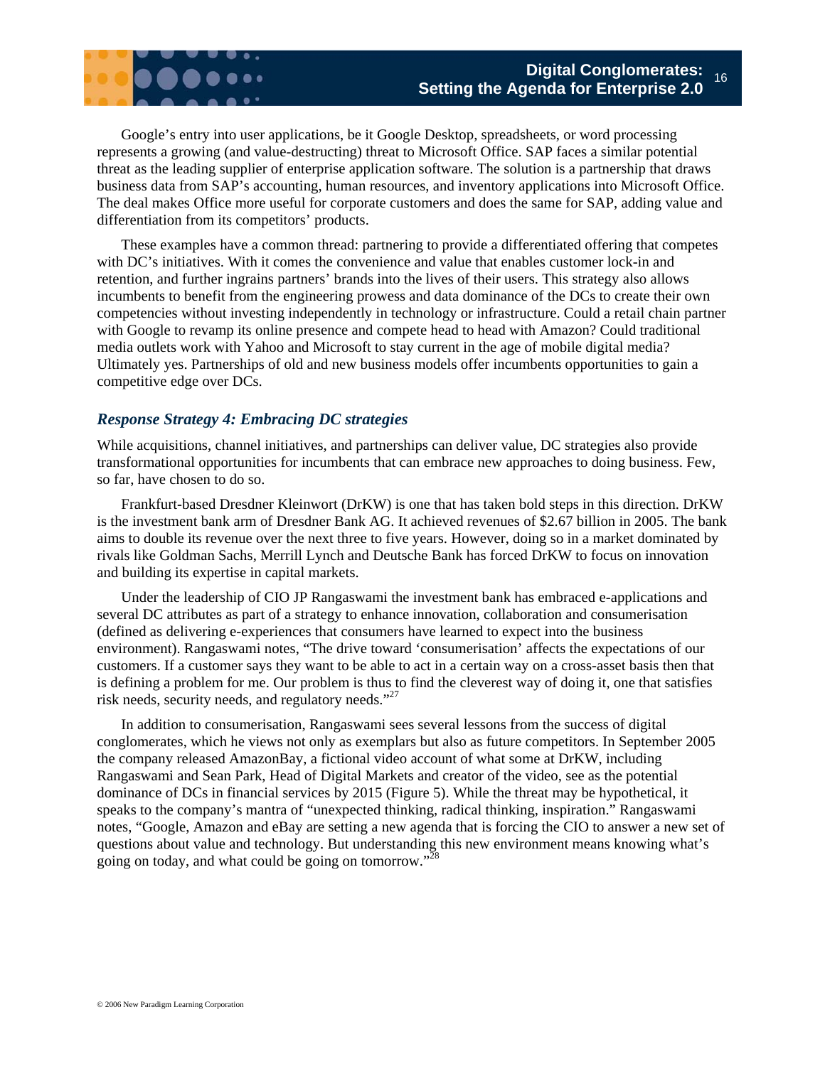Google's entry into user applications, be it Google Desktop, spreadsheets, or word processing represents a growing (and value-destructing) threat to Microsoft Office. SAP faces a similar potential threat as the leading supplier of enterprise application software. The solution is a partnership that draws business data from SAP's accounting, human resources, and inventory applications into Microsoft Office. The deal makes Office more useful for corporate customers and does the same for SAP, adding value and differentiation from its competitors' products.

These examples have a common thread: partnering to provide a differentiated offering that competes with DC's initiatives. With it comes the convenience and value that enables customer lock-in and retention, and further ingrains partners' brands into the lives of their users. This strategy also allows incumbents to benefit from the engineering prowess and data dominance of the DCs to create their own competencies without investing independently in technology or infrastructure. Could a retail chain partner with Google to revamp its online presence and compete head to head with Amazon? Could traditional media outlets work with Yahoo and Microsoft to stay current in the age of mobile digital media? Ultimately yes. Partnerships of old and new business models offer incumbents opportunities to gain a competitive edge over DCs.

### *Response Strategy 4: Embracing DC strategies*

While acquisitions, channel initiatives, and partnerships can deliver value, DC strategies also provide transformational opportunities for incumbents that can embrace new approaches to doing business. Few, so far, have chosen to do so.

Frankfurt-based Dresdner Kleinwort (DrKW) is one that has taken bold steps in this direction. DrKW is the investment bank arm of Dresdner Bank AG. It achieved revenues of $2.67 billion in 2005. The bank aims to double its revenue over the next three to five years. However, doing so in a market dominated by rivals like Goldman Sachs, Merrill Lynch and Deutsche Bank has forced DrKW to focus on innovation and building its expertise in capital markets.

Under the leadership of CIO JP Rangaswami the investment bank has embraced e-applications and several DC attributes as part of a strategy to enhance innovation, collaboration and consumerisation (defined as delivering e-experiences that consumers have learned to expect into the business environment). Rangaswami notes, "The drive toward 'consumerisation' affects the expectations of our customers. If a customer says they want to be able to act in a certain way on a cross-asset basis then that is defining a problem for me. Our problem is thus to find the cleverest way of doing it, one that satisfies risk needs, security needs, and regulatory needs."[27]

In addition to consumerisation, Rangaswami sees several lessons from the success of digital conglomerates, which he views not only as exemplars but also as future competitors. In September 2005 the company released AmazonBay, a fictional video account of what some at DrKW, including Rangaswami and Sean Park, Head of Digital Markets and creator of the video, see as the potential dominance of DCs in financial services by 2015 (Figure 5). While the threat may be hypothetical, it speaks to the company's mantra of "unexpected thinking, radical thinking, inspiration." Rangaswami notes, "Google, Amazon and eBay are setting a new agenda that is forcing the CIO to answer a new set of questions about value and technology. But understanding this new environment means knowing what's going on today, and what could be going on tomorrow."[28]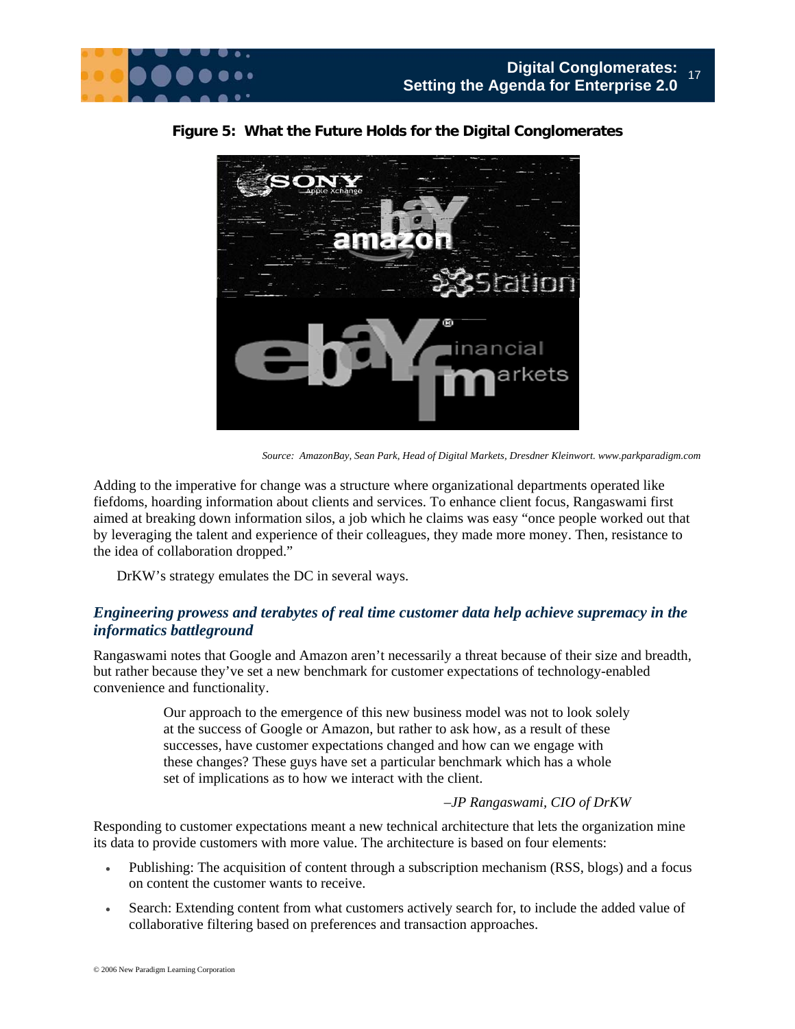**Figure 5: What the Future Holds for the Digital Conglomerates**

*Source: AmazonBay, Sean Park, Head of Digital Markets, Dresdner Kleinwort. www.parkparadigm.com*

Adding to the imperative for change was a structure where organizational departments operated like fiefdoms, hoarding information about clients and services. To enhance client focus, Rangaswami first aimed at breaking down information silos, a job which he claims was easy "once people worked out that by leveraging the talent and experience of their colleagues, they made more money. Then, resistance to the idea of collaboration dropped."

DrKW's strategy emulates the DC in several ways.

### *Engineering prowess and terabytes of real time customer data help achieve supremacy in the informatics battleground*

Rangaswami notes that Google and Amazon aren't necessarily a threat because of their size and breadth, but rather because they've set a new benchmark for customer expectations of technology-enabled convenience and functionality.

> Our approach to the emergence of this new business model was not to look solely at the success of Google or Amazon, but rather to ask how, as a result of these successes, have customer expectations changed and how can we engage with these changes? These guys have set a particular benchmark which has a whole set of implications as to how we interact with the client.
>
> *–JP Rangaswami, CIO of DrKW*

Responding to customer expectations meant a new technical architecture that lets the organization mine its data to provide customers with more value. The architecture is based on four elements:

- Publishing: The acquisition of content through a subscription mechanism (RSS, blogs) and a focus on content the customer wants to receive.
- Search: Extending content from what customers actively search for, to include the added value of collaborative filtering based on preferences and transaction approaches.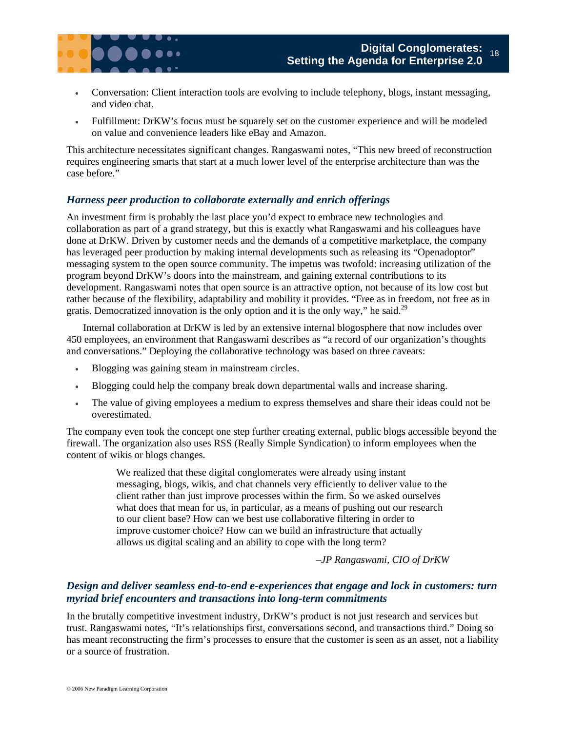- Conversation: Client interaction tools are evolving to include telephony, blogs, instant messaging, and video chat.
- Fulfillment: DrKW's focus must be squarely set on the customer experience and will be modeled on value and convenience leaders like eBay and Amazon.

This architecture necessitates significant changes. Rangaswami notes, "This new breed of reconstruction requires engineering smarts that start at a much lower level of the enterprise architecture than was the case before."

### *Harness peer production to collaborate externally and enrich offerings*

An investment firm is probably the last place you'd expect to embrace new technologies and collaboration as part of a grand strategy, but this is exactly what Rangaswami and his colleagues have done at DrKW. Driven by customer needs and the demands of a competitive marketplace, the company has leveraged peer production by making internal developments such as releasing its "Openadoptor" messaging system to the open source community. The impetus was twofold: increasing utilization of the program beyond DrKW's doors into the mainstream, and gaining external contributions to its development. Rangaswami notes that open source is an attractive option, not because of its low cost but rather because of the flexibility, adaptability and mobility it provides. "Free as in freedom, not free as in gratis. Democratized innovation is the only option and it is the only way," he said.[29]

Internal collaboration at DrKW is led by an extensive internal blogosphere that now includes over 450 employees, an environment that Rangaswami describes as "a record of our organization's thoughts and conversations." Deploying the collaborative technology was based on three caveats:

- Blogging was gaining steam in mainstream circles.
- Blogging could help the company break down departmental walls and increase sharing.
- The value of giving employees a medium to express themselves and share their ideas could not be overestimated.

The company even took the concept one step further creating external, public blogs accessible beyond the firewall. The organization also uses RSS (Really Simple Syndication) to inform employees when the content of wikis or blogs changes.

> We realized that these digital conglomerates were already using instant messaging, blogs, wikis, and chat channels very efficiently to deliver value to the client rather than just improve processes within the firm. So we asked ourselves what does that mean for us, in particular, as a means of pushing out our research to our client base? How can we best use collaborative filtering in order to improve customer choice? How can we build an infrastructure that actually allows us digital scaling and an ability to cope with the long term?
>
> *–JP Rangaswami, CIO of DrKW*

### *Design and deliver seamless end-to-end e-experiences that engage and lock in customers: turn myriad brief encounters and transactions into long-term commitments*

In the brutally competitive investment industry, DrKW's product is not just research and services but trust. Rangaswami notes, "It's relationships first, conversations second, and transactions third." Doing so has meant reconstructing the firm's processes to ensure that the customer is seen as an asset, not a liability or a source of frustration.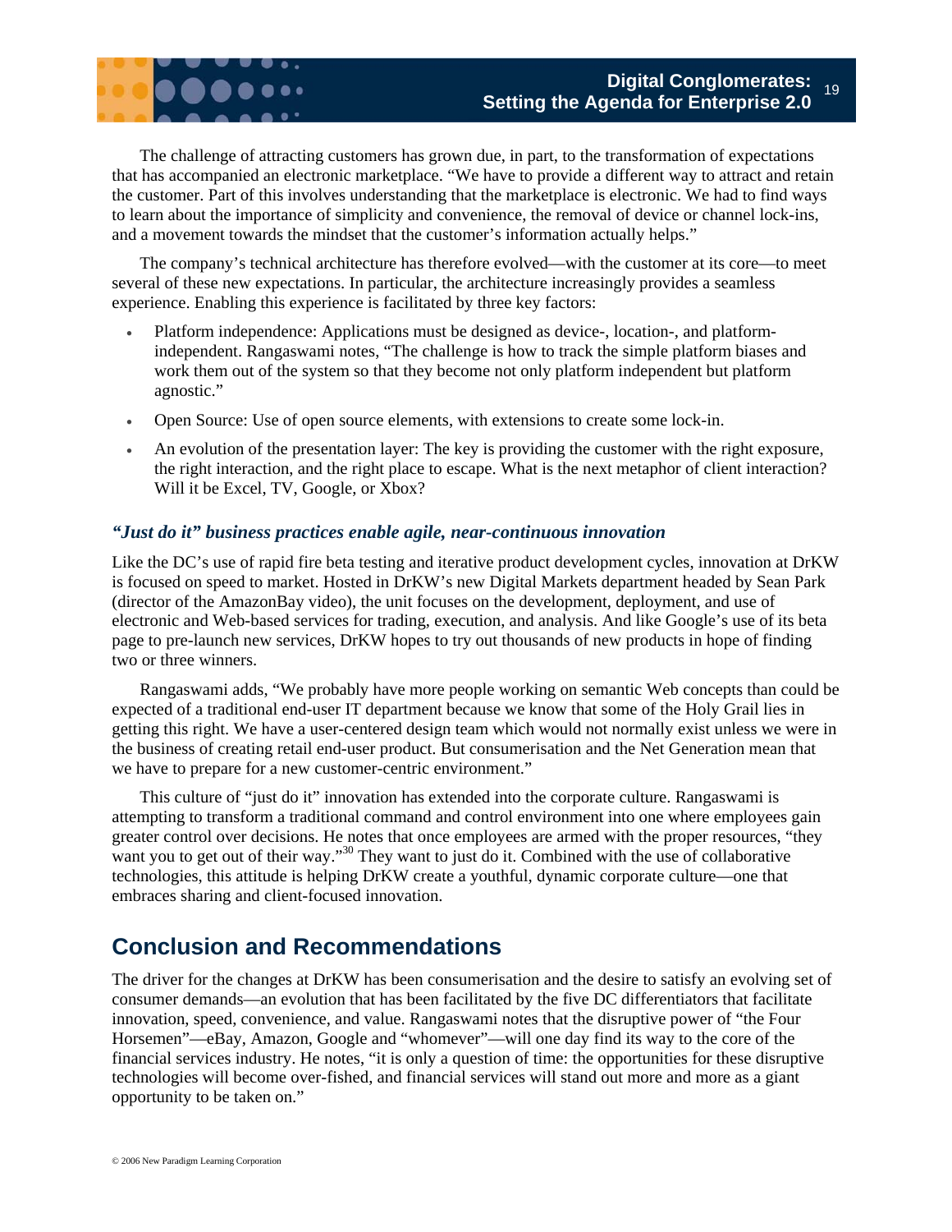The challenge of attracting customers has grown due, in part, to the transformation of expectations that has accompanied an electronic marketplace. "We have to provide a different way to attract and retain the customer. Part of this involves understanding that the marketplace is electronic. We had to find ways to learn about the importance of simplicity and convenience, the removal of device or channel lock-ins, and a movement towards the mindset that the customer's information actually helps."

The company's technical architecture has therefore evolved—with the customer at its core—to meet several of these new expectations. In particular, the architecture increasingly provides a seamless experience. Enabling this experience is facilitated by three key factors:

- Platform independence: Applications must be designed as device-, location-, and platform-independent. Rangaswami notes, "The challenge is how to track the simple platform biases and work them out of the system so that they become not only platform independent but platform agnostic."
- Open Source: Use of open source elements, with extensions to create some lock-in.
- An evolution of the presentation layer: The key is providing the customer with the right exposure, the right interaction, and the right place to escape. What is the next metaphor of client interaction? Will it be Excel, TV, Google, or Xbox?

### *"Just do it" business practices enable agile, near-continuous innovation*

Like the DC's use of rapid fire beta testing and iterative product development cycles, innovation at DrKW is focused on speed to market. Hosted in DrKW's new Digital Markets department headed by Sean Park (director of the AmazonBay video), the unit focuses on the development, deployment, and use of electronic and Web-based services for trading, execution, and analysis. And like Google's use of its beta page to pre-launch new services, DrKW hopes to try out thousands of new products in hope of finding two or three winners.

Rangaswami adds, "We probably have more people working on semantic Web concepts than could be expected of a traditional end-user IT department because we know that some of the Holy Grail lies in getting this right. We have a user-centered design team which would not normally exist unless we were in the business of creating retail end-user product. But consumerisation and the Net Generation mean that we have to prepare for a new customer-centric environment."

This culture of "just do it" innovation has extended into the corporate culture. Rangaswami is attempting to transform a traditional command and control environment into one where employees gain greater control over decisions. He notes that once employees are armed with the proper resources, "they want you to get out of their way."[30] They want to just do it. Combined with the use of collaborative technologies, this attitude is helping DrKW create a youthful, dynamic corporate culture—one that embraces sharing and client-focused innovation.

## Conclusion and Recommendations

The driver for the changes at DrKW has been consumerisation and the desire to satisfy an evolving set of consumer demands—an evolution that has been facilitated by the five DC differentiators that facilitate innovation, speed, convenience, and value. Rangaswami notes that the disruptive power of "the Four Horsemen"—eBay, Amazon, Google and "whomever"—will one day find its way to the core of the financial services industry. He notes, "it is only a question of time: the opportunities for these disruptive technologies will become over-fished, and financial services will stand out more and more as a giant opportunity to be taken on."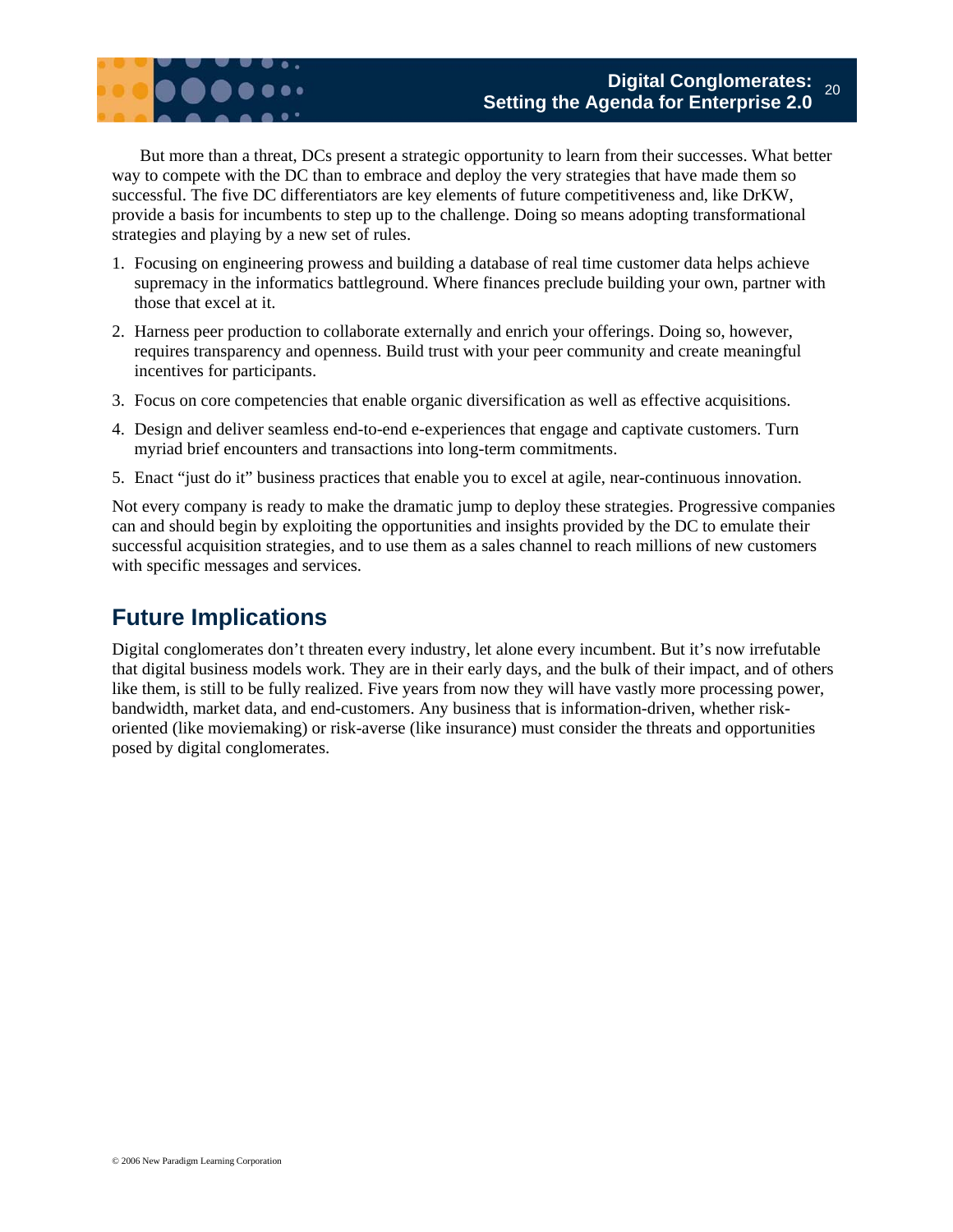But more than a threat, DCs present a strategic opportunity to learn from their successes. What better way to compete with the DC than to embrace and deploy the very strategies that have made them so successful. The five DC differentiators are key elements of future competitiveness and, like DrKW, provide a basis for incumbents to step up to the challenge. Doing so means adopting transformational strategies and playing by a new set of rules.

1. Focusing on engineering prowess and building a database of real time customer data helps achieve supremacy in the informatics battleground. Where finances preclude building your own, partner with those that excel at it.
2. Harness peer production to collaborate externally and enrich your offerings. Doing so, however, requires transparency and openness. Build trust with your peer community and create meaningful incentives for participants.
3. Focus on core competencies that enable organic diversification as well as effective acquisitions.
4. Design and deliver seamless end-to-end e-experiences that engage and captivate customers. Turn myriad brief encounters and transactions into long-term commitments.
5. Enact "just do it" business practices that enable you to excel at agile, near-continuous innovation.

Not every company is ready to make the dramatic jump to deploy these strategies. Progressive companies can and should begin by exploiting the opportunities and insights provided by the DC to emulate their successful acquisition strategies, and to use them as a sales channel to reach millions of new customers with specific messages and services.

## Future Implications

Digital conglomerates don't threaten every industry, let alone every incumbent. But it's now irrefutable that digital business models work. They are in their early days, and the bulk of their impact, and of others like them, is still to be fully realized. Five years from now they will have vastly more processing power, bandwidth, market data, and end-customers. Any business that is information-driven, whether risk-oriented (like moviemaking) or risk-averse (like insurance) must consider the threats and opportunities posed by digital conglomerates.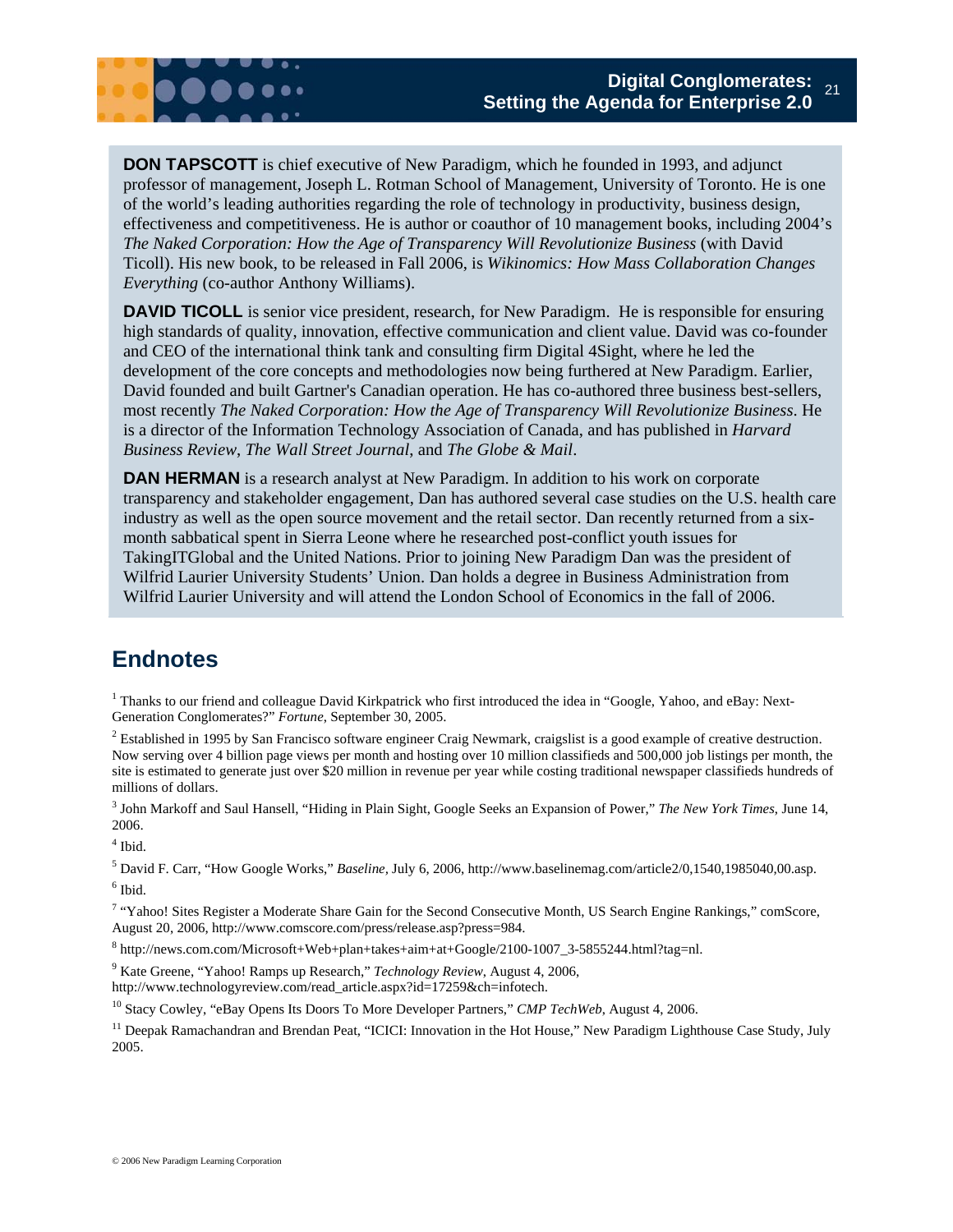**DON TAPSCOTT** is chief executive of New Paradigm, which he founded in 1993, and adjunct professor of management, Joseph L. Rotman School of Management, University of Toronto. He is one of the world's leading authorities regarding the role of technology in productivity, business design, effectiveness and competitiveness. He is author or coauthor of 10 management books, including 2004's *The Naked Corporation: How the Age of Transparency Will Revolutionize Business* (with David Ticoll). His new book, to be released in Fall 2006, is *Wikinomics: How Mass Collaboration Changes Everything* (co-author Anthony Williams).

**DAVID TICOLL** is senior vice president, research, for New Paradigm. He is responsible for ensuring high standards of quality, innovation, effective communication and client value. David was co-founder and CEO of the international think tank and consulting firm Digital 4Sight, where he led the development of the core concepts and methodologies now being furthered at New Paradigm. Earlier, David founded and built Gartner's Canadian operation. He has co-authored three business best-sellers, most recently *The Naked Corporation: How the Age of Transparency Will Revolutionize Business*. He is a director of the Information Technology Association of Canada, and has published in *Harvard Business Review*, *The Wall Street Journal*, and *The Globe & Mail*.

**DAN HERMAN** is a research analyst at New Paradigm. In addition to his work on corporate transparency and stakeholder engagement, Dan has authored several case studies on the U.S. health care industry as well as the open source movement and the retail sector. Dan recently returned from a six-month sabbatical spent in Sierra Leone where he researched post-conflict youth issues for TakingITGlobal and the United Nations. Prior to joining New Paradigm Dan was the president of Wilfrid Laurier University Students' Union. Dan holds a degree in Business Administration from Wilfrid Laurier University and will attend the London School of Economics in the fall of 2006.

## Endnotes

[1] Thanks to our friend and colleague David Kirkpatrick who first introduced the idea in "Google, Yahoo, and eBay: Next-Generation Conglomerates?" *Fortune*, September 30, 2005.

[2] Established in 1995 by San Francisco software engineer Craig Newmark, craigslist is a good example of creative destruction. Now serving over 4 billion page views per month and hosting over 10 million classifieds and 500,000 job listings per month, the site is estimated to generate just over $20 million in revenue per year while costing traditional newspaper classifieds hundreds of millions of dollars.

[3] John Markoff and Saul Hansell, "Hiding in Plain Sight, Google Seeks an Expansion of Power," *The New York Times*, June 14, 2006.

[4] Ibid.

[5] David F. Carr, "How Google Works," *Baseline*, July 6, 2006, http://www.baselinemag.com/article2/0,1540,1985040,00.asp.

[6] Ibid.

[7] "Yahoo! Sites Register a Moderate Share Gain for the Second Consecutive Month, US Search Engine Rankings," comScore, August 20, 2006, http://www.comscore.com/press/release.asp?press=984.

[8] http://news.com.com/Microsoft+Web+plan+takes+aim+at+Google/2100-1007_3-5855244.html?tag=nl.

[9] Kate Greene, "Yahoo! Ramps up Research," *Technology Review*, August 4, 2006, http://www.technologyreview.com/read_article.aspx?id=17259&ch=infotech.

[10] Stacy Cowley, "eBay Opens Its Doors To More Developer Partners," *CMP TechWeb*, August 4, 2006.

[11] Deepak Ramachandran and Brendan Peat, "ICICI: Innovation in the Hot House," New Paradigm Lighthouse Case Study, July 2005.

© 2006 New Paradigm Learning Corporation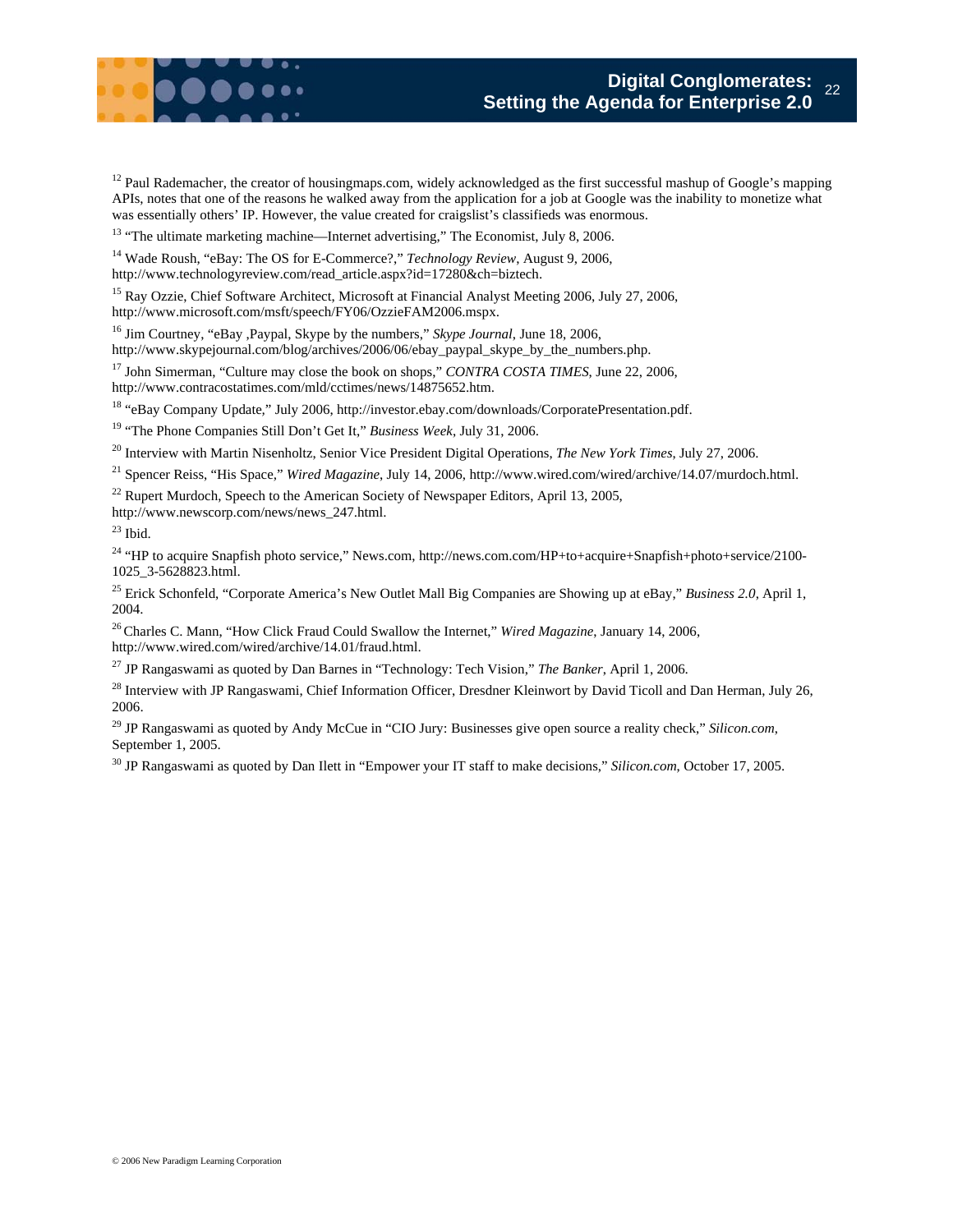[12] Paul Rademacher, the creator of housingmaps.com, widely acknowledged as the first successful mashup of Google's mapping APIs, notes that one of the reasons he walked away from the application for a job at Google was the inability to monetize what was essentially others' IP. However, the value created for craigslist's classifieds was enormous.

[13] "The ultimate marketing machine—Internet advertising," The Economist, July 8, 2006.

[14] Wade Roush, "eBay: The OS for E-Commerce?," *Technology Review*, August 9, 2006, http://www.technologyreview.com/read_article.aspx?id=17280&ch=biztech.

[15] Ray Ozzie, Chief Software Architect, Microsoft at Financial Analyst Meeting 2006, July 27, 2006, http://www.microsoft.com/msft/speech/FY06/OzzieFAM2006.mspx.

[16] Jim Courtney, "eBay ,Paypal, Skype by the numbers," *Skype Journal*, June 18, 2006, http://www.skypejournal.com/blog/archives/2006/06/ebay_paypal_skype_by_the_numbers.php.

[17] John Simerman, "Culture may close the book on shops," *CONTRA COSTA TIMES*, June 22, 2006, http://www.contracostatimes.com/mld/cctimes/news/14875652.htm.

[18] "eBay Company Update," July 2006, http://investor.ebay.com/downloads/CorporatePresentation.pdf.

[19] "The Phone Companies Still Don't Get It," *Business Week*, July 31, 2006.

[20] Interview with Martin Nisenholtz, Senior Vice President Digital Operations, *The New York Times*, July 27, 2006.

[21] Spencer Reiss, "His Space," *Wired Magazine*, July 14, 2006, http://www.wired.com/wired/archive/14.07/murdoch.html.

[22] Rupert Murdoch, Speech to the American Society of Newspaper Editors, April 13, 2005, http://www.newscorp.com/news/news_247.html.

[23] Ibid.

[24] "HP to acquire Snapfish photo service," News.com, http://news.com.com/HP+to+acquire+Snapfish+photo+service/2100-1025_3-5628823.html.

[25] Erick Schonfeld, "Corporate America's New Outlet Mall Big Companies are Showing up at eBay," *Business 2.0*, April 1, 2004.

[26] Charles C. Mann, "How Click Fraud Could Swallow the Internet," *Wired Magazine*, January 14, 2006, http://www.wired.com/wired/archive/14.01/fraud.html.

[27] JP Rangaswami as quoted by Dan Barnes in "Technology: Tech Vision," *The Banker*, April 1, 2006.

[28] Interview with JP Rangaswami, Chief Information Officer, Dresdner Kleinwort by David Ticoll and Dan Herman, July 26, 2006.

[29] JP Rangaswami as quoted by Andy McCue in "CIO Jury: Businesses give open source a reality check," *Silicon.com*, September 1, 2005.

[30] JP Rangaswami as quoted by Dan Ilett in "Empower your IT staff to make decisions," *Silicon.com*, October 17, 2005.

© 2006 New Paradigm Learning Corporation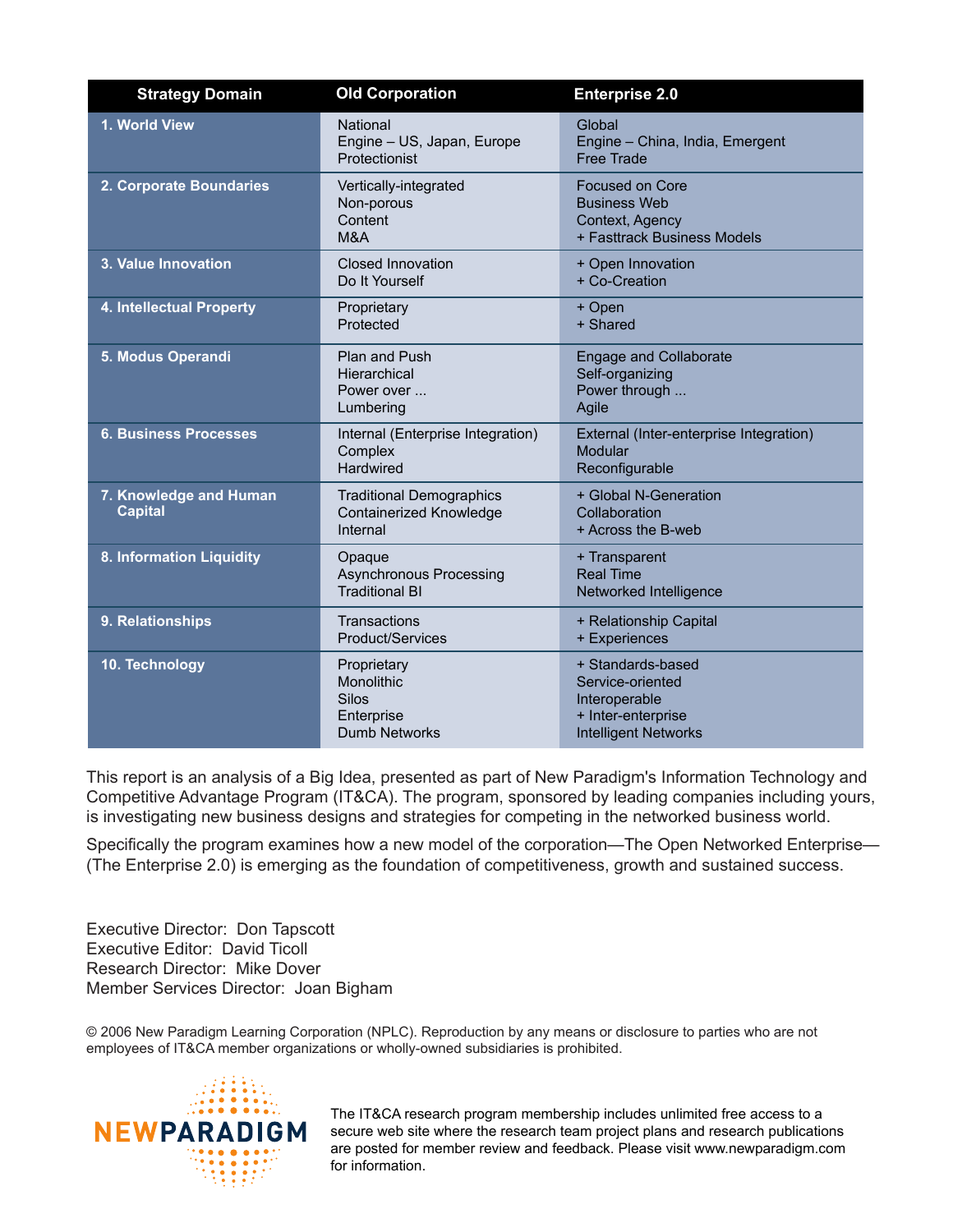| Strategy Domain | Old Corporation | Enterprise 2.0 |
|---|---|---|
| 1. World View | National<br>Engine – US, Japan, Europe<br>Protectionist | Global<br>Engine – China, India, Emergent<br>Free Trade |
| 2. Corporate Boundaries | Vertically-integrated<br>Non-porous<br>Content<br>M&A | Focused on Core<br>Business Web<br>Context, Agency<br>+ Fasttrack Business Models |
| 3. Value Innovation | Closed Innovation<br>Do It Yourself | + Open Innovation<br>+ Co-Creation |
| 4. Intellectual Property | Proprietary<br>Protected | + Open<br>+ Shared |
| 5. Modus Operandi | Plan and Push<br>Hierarchical<br>Power over ...<br>Lumbering | Engage and Collaborate<br>Self-organizing<br>Power through ...<br>Agile |
| 6. Business Processes | Internal (Enterprise Integration)<br>Complex<br>Hardwired | External (Inter-enterprise Integration)<br>Modular<br>Reconfigurable |
| 7. Knowledge and Human Capital | Traditional Demographics<br>Containerized Knowledge<br>Internal | + Global N-Generation<br>Collaboration<br>+ Across the B-web |
| 8. Information Liquidity | Opaque<br>Asynchronous Processing<br>Traditional BI | + Transparent<br>Real Time<br>Networked Intelligence |
| 9. Relationships | Transactions<br>Product/Services | + Relationship Capital<br>+ Experiences |
| 10. Technology | Proprietary<br>Monolithic<br>Silos<br>Enterprise<br>Dumb Networks | + Standards-based<br>Service-oriented<br>Interoperable<br>+ Inter-enterprise<br>Intelligent Networks |

This report is an analysis of a Big Idea, presented as part of New Paradigm's Information Technology and Competitive Advantage Program (IT&CA). The program, sponsored by leading companies including yours, is investigating new business designs and strategies for competing in the networked business world.

Specifically the program examines how a new model of the corporation—The Open Networked Enterprise—(The Enterprise 2.0) is emerging as the foundation of competitiveness, growth and sustained success.

Executive Director: Don Tapscott
Executive Editor: David Ticoll
Research Director: Mike Dover
Member Services Director: Joan Bigham

© 2006 New Paradigm Learning Corporation (NPLC). Reproduction by any means or disclosure to parties who are not employees of IT&CA member organizations or wholly-owned subsidiaries is prohibited.

NEWPARADIGM

The IT&CA research program membership includes unlimited free access to a secure web site where the research team project plans and research publications are posted for member review and feedback. Please visit www.newparadigm.com for information.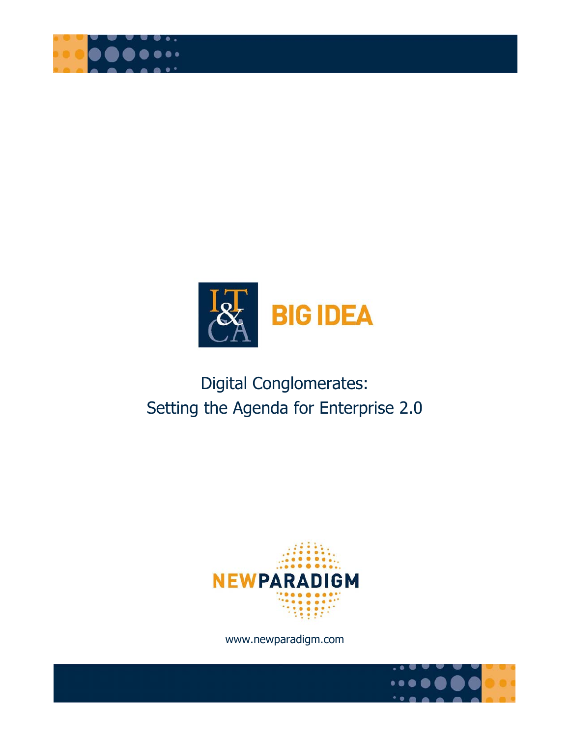IT & CA

BIG IDEA

Digital Conglomerates:
Setting the Agenda for Enterprise 2.0

NEWPARADIGM

www.newparadigm.com